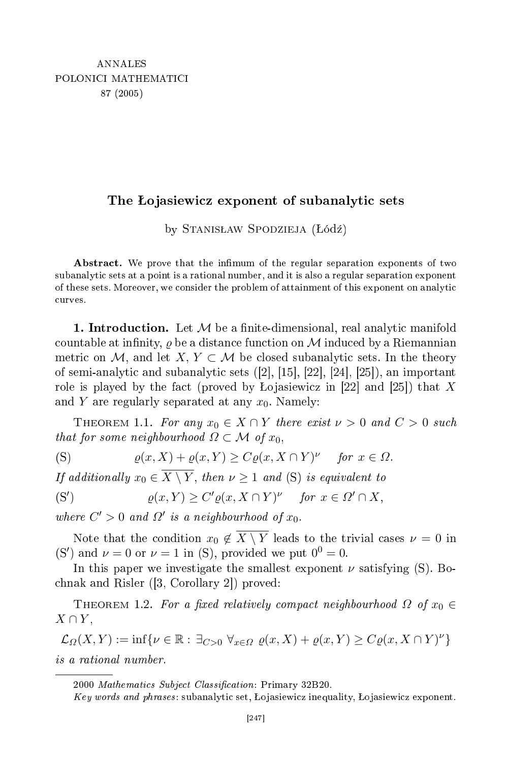ANNALES
POLONICI MATHEMATICI
87 (2005)

# The Łojasiewicz exponent of subanalytic sets

by Stanisław Spodzieja (Łódź)

**Abstract.** We prove that the infimum of the regular separation exponents of two subanalytic sets at a point is a rational number, and it is also a regular separation exponent of these sets. Moreover, we consider the problem of attainment of this exponent on analytic curves.

**1. Introduction.** Let $\mathcal{M}$ be a finite-dimensional, real analytic manifold countable at infinity, $\varrho$ be a distance function on $\mathcal{M}$ induced by a Riemannian metric on $\mathcal{M}$, and let $X, Y \subset \mathcal{M}$ be closed subanalytic sets. In the theory of semi-analytic and subanalytic sets ([2], [15], [22], [24], [25]), an important role is played by the fact (proved by Łojasiewicz in [22] and [25]) that $X$ and $Y$ are regularly separated at any $x_0$. Namely:

Theorem 1.1. *For any $x_0 \in X \cap Y$ there exist $\nu > 0$ and $C > 0$ such that for some neighbourhood $\Omega \subset \mathcal{M}$ of $x_0$,*

$$\text{(S)} \qquad \varrho(x, X) + \varrho(x, Y) \geq C\varrho(x, X \cap Y)^{\nu} \quad \text{for } x \in \Omega.$$

*If additionally $x_0 \in \overline{X \setminus Y}$, then $\nu \geq 1$ and* (S) *is equivalent to*

$$\text{(S}'\text{)} \qquad \varrho(x, Y) \geq C'\varrho(x, X \cap Y)^{\nu} \quad \text{for } x \in \Omega' \cap X,$$

*where $C' > 0$ and $\Omega'$ is a neighbourhood of $x_0$.*

Note that the condition $x_0 \notin \overline{X \setminus Y}$ leads to the trivial cases $\nu = 0$ in (S′) and $\nu = 0$ or $\nu = 1$ in (S), provided we put $0^0 = 0$.

In this paper we investigate the smallest exponent $\nu$ satisfying (S). Bochnak and Risler ([3, Corollary 2]) proved:

Theorem 1.2. *For a fixed relatively compact neighbourhood $\Omega$ of $x_0 \in X \cap Y$,*

$$\mathcal{L}_{\Omega}(X, Y) := \inf\{\nu \in \mathbb{R} : \exists_{C>0}\ \forall_{x\in\Omega}\ \varrho(x, X) + \varrho(x, Y) \geq C\varrho(x, X \cap Y)^{\nu}\}$$

*is a rational number.*

2000 *Mathematics Subject Classification*: Primary 32B20.

*Key words and phrases*: subanalytic set, Łojasiewicz inequality, Łojasiewicz exponent.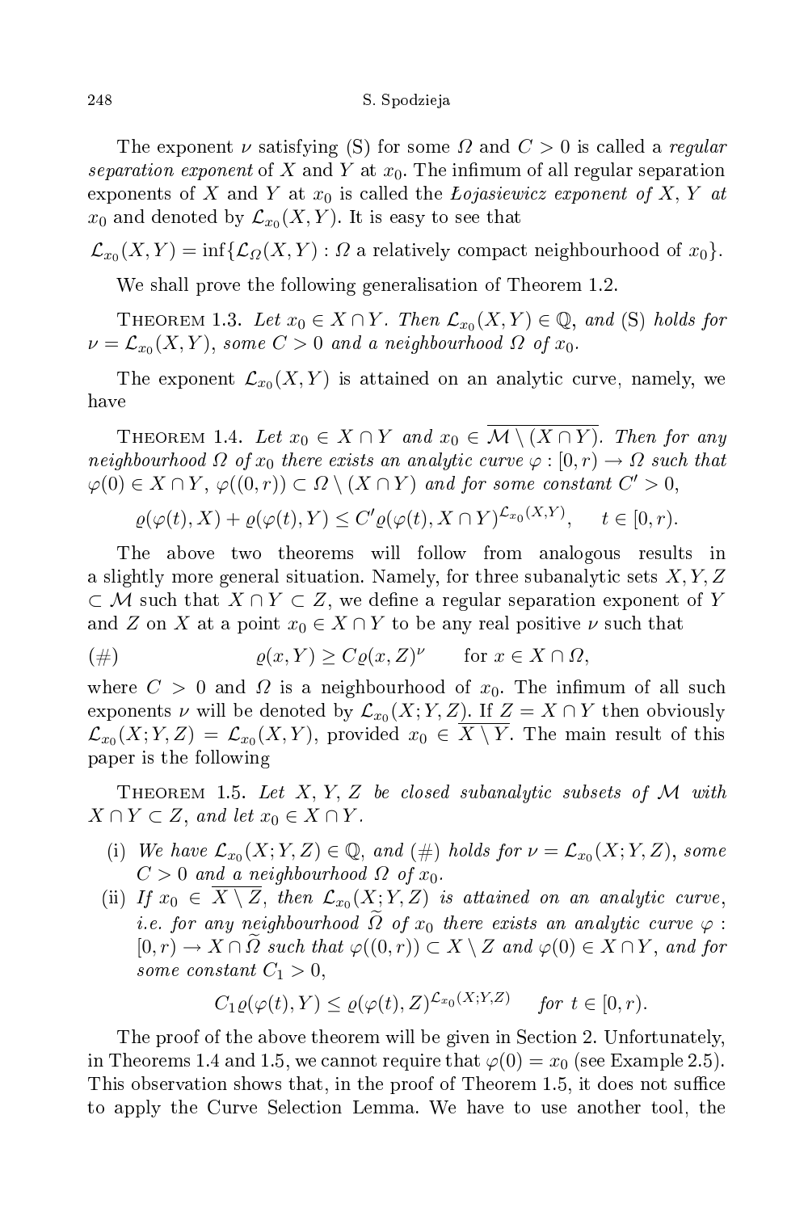The exponent $\nu$ satisfying (S) for some $\Omega$ and $C > 0$ is called a *regular separation exponent* of $X$ and $Y$ at $x_0$. The infimum of all regular separation exponents of $X$ and $Y$ at $x_0$ is called the *Łojasiewicz exponent of* $X$, $Y$ *at* $x_0$ and denoted by $\mathcal{L}_{x_0}(X, Y)$. It is easy to see that

$$\mathcal{L}_{x_0}(X, Y) = \inf\{\mathcal{L}_{\Omega}(X, Y) : \Omega \text{ a relatively compact neighbourhood of } x_0\}.$$

We shall prove the following generalisation of Theorem 1.2.

Theorem 1.3. *Let* $x_0 \in X \cap Y$. *Then* $\mathcal{L}_{x_0}(X, Y) \in \mathbb{Q}$, *and* (S) *holds for* $\nu = \mathcal{L}_{x_0}(X, Y)$, *some* $C > 0$ *and a neighbourhood* $\Omega$ *of* $x_0$.

The exponent $\mathcal{L}_{x_0}(X, Y)$ is attained on an analytic curve, namely, we have

Theorem 1.4. *Let* $x_0 \in X \cap Y$ *and* $x_0 \in \overline{\mathcal{M} \setminus (X \cap Y)}$. *Then for any neighbourhood* $\Omega$ *of* $x_0$ *there exists an analytic curve* $\varphi : [0, r) \to \Omega$ *such that* $\varphi(0) \in X \cap Y$, $\varphi((0, r)) \subset \Omega \setminus (X \cap Y)$ *and for some constant* $C' > 0$,

$$\varrho(\varphi(t), X) + \varrho(\varphi(t), Y) \le C' \varrho(\varphi(t), X \cap Y)^{\mathcal{L}_{x_0}(X,Y)}, \quad t \in [0, r).$$

The above two theorems will follow from analogous results in a slightly more general situation. Namely, for three subanalytic sets $X, Y, Z \subset \mathcal{M}$ such that $X \cap Y \subset Z$, we define a regular separation exponent of $Y$ and $Z$ on $X$ at a point $x_0 \in X \cap Y$ to be any real positive $\nu$ such that

$$(\#) \qquad \varrho(x, Y) \ge C \varrho(x, Z)^{\nu} \quad \text{ for } x \in X \cap \Omega,$$

where $C > 0$ and $\Omega$ is a neighbourhood of $x_0$. The infimum of all such exponents $\nu$ will be denoted by $\mathcal{L}_{x_0}(X; Y, Z)$. If $Z = X \cap Y$ then obviously $\mathcal{L}_{x_0}(X; Y, Z) = \mathcal{L}_{x_0}(X, Y)$, provided $x_0 \in \overline{X \setminus Y}$. The main result of this paper is the following

Theorem 1.5. *Let* $X$, $Y$, $Z$ *be closed subanalytic subsets of* $\mathcal{M}$ *with* $X \cap Y \subset Z$, *and let* $x_0 \in X \cap Y$.

- (i) *We have* $\mathcal{L}_{x_0}(X; Y, Z) \in \mathbb{Q}$, *and* (#) *holds for* $\nu = \mathcal{L}_{x_0}(X; Y, Z)$, *some* $C > 0$ *and a neighbourhood* $\Omega$ *of* $x_0$.
- (ii) *If* $x_0 \in \overline{X \setminus Z}$, *then* $\mathcal{L}_{x_0}(X; Y, Z)$ *is attained on an analytic curve, i.e. for any neighbourhood* $\widetilde{\Omega}$ *of* $x_0$ *there exists an analytic curve* $\varphi : [0, r) \to X \cap \widetilde{\Omega}$ *such that* $\varphi((0, r)) \subset X \setminus Z$ *and* $\varphi(0) \in X \cap Y$, *and for some constant* $C_1 > 0$,

$$C_1 \varrho(\varphi(t), Y) \le \varrho(\varphi(t), Z)^{\mathcal{L}_{x_0}(X;Y,Z)} \quad \textit{for } t \in [0, r).$$

The proof of the above theorem will be given in Section 2. Unfortunately, in Theorems 1.4 and 1.5, we cannot require that $\varphi(0) = x_0$ (see Example 2.5). This observation shows that, in the proof of Theorem 1.5, it does not suffice to apply the Curve Selection Lemma. We have to use another tool, the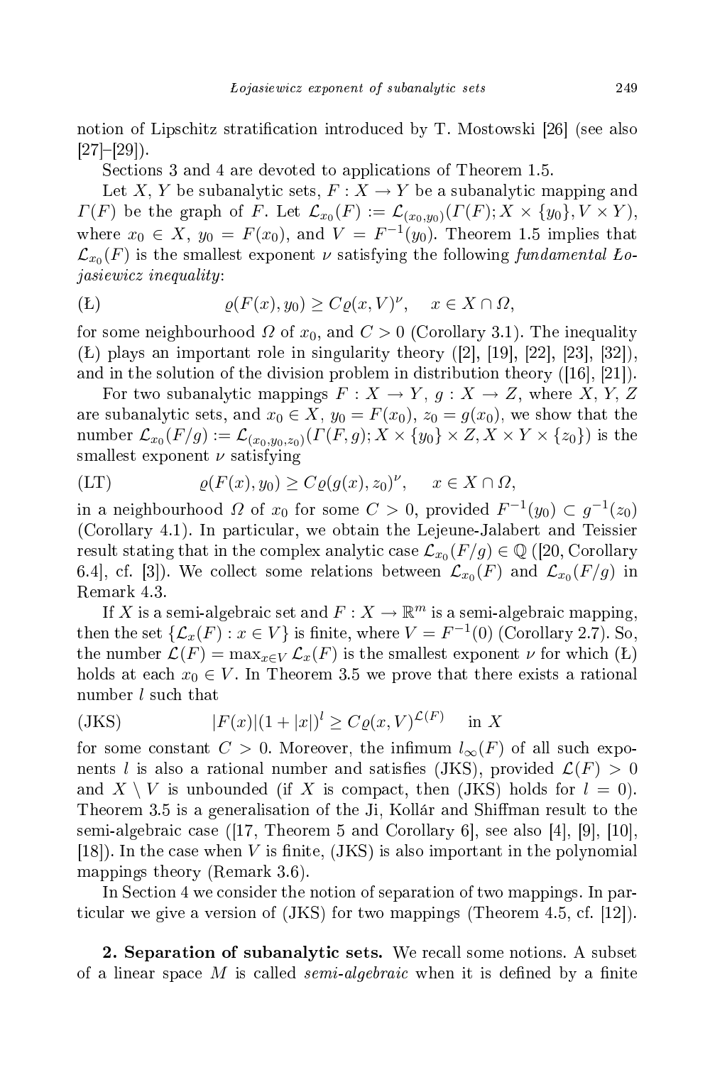notion of Lipschitz stratification introduced by T. Mostowski [26] (see also [27]–[29]).

Sections 3 and 4 are devoted to applications of Theorem 1.5.

Let $X$, $Y$ be subanalytic sets, $F : X \to Y$ be a subanalytic mapping and $\Gamma(F)$ be the graph of $F$. Let $\mathcal{L}_{x_0}(F) := \mathcal{L}_{(x_0,y_0)}(\Gamma(F); X \times \{y_0\}, V \times Y)$, where $x_0 \in X$, $y_0 = F(x_0)$, and $V = F^{-1}(y_0)$. Theorem 1.5 implies that $\mathcal{L}_{x_0}(F)$ is the smallest exponent $\nu$ satisfying the following *fundamental Łojasiewicz inequality*:

$$(\text{Ł}) \qquad \varrho(F(x), y_0) \geq C\varrho(x, V)^\nu, \quad x \in X \cap \Omega,$$

for some neighbourhood $\Omega$ of $x_0$, and $C > 0$ (Corollary 3.1). The inequality (Ł) plays an important role in singularity theory ([2], [19], [22], [23], [32]), and in the solution of the division problem in distribution theory ([16], [21]).

For two subanalytic mappings $F : X \to Y$, $g : X \to Z$, where $X$, $Y$, $Z$ are subanalytic sets, and $x_0 \in X$, $y_0 = F(x_0)$, $z_0 = g(x_0)$, we show that the number $\mathcal{L}_{x_0}(F/g) := \mathcal{L}_{(x_0,y_0,z_0)}(\Gamma(F, g); X \times \{y_0\} \times Z, X \times Y \times \{z_0\})$ is the smallest exponent $\nu$ satisfying

$$(\text{LT}) \qquad \varrho(F(x), y_0) \geq C\varrho(g(x), z_0)^\nu, \quad x \in X \cap \Omega,$$

in a neighbourhood $\Omega$ of $x_0$ for some $C > 0$, provided $F^{-1}(y_0) \subset g^{-1}(z_0)$ (Corollary 4.1). In particular, we obtain the Lejeune-Jalabert and Teissier result stating that in the complex analytic case $\mathcal{L}_{x_0}(F/g) \in \mathbb{Q}$ ([20, Corollary 6.4], cf. [3]). We collect some relations between $\mathcal{L}_{x_0}(F)$ and $\mathcal{L}_{x_0}(F/g)$ in Remark 4.3.

If $X$ is a semi-algebraic set and $F : X \to \mathbb{R}^m$ is a semi-algebraic mapping, then the set $\{\mathcal{L}_x(F) : x \in V\}$ is finite, where $V = F^{-1}(0)$ (Corollary 2.7). So, the number $\mathcal{L}(F) = \max_{x \in V} \mathcal{L}_x(F)$ is the smallest exponent $\nu$ for which (Ł) holds at each $x_0 \in V$. In Theorem 3.5 we prove that there exists a rational number $l$ such that

$$(\text{JKS}) \qquad |F(x)|(1 + |x|)^l \geq C\varrho(x, V)^{\mathcal{L}(F)} \quad \text{in } X$$

for some constant $C > 0$. Moreover, the infimum $l_\infty(F)$ of all such exponents $l$ is also a rational number and satisfies (JKS), provided $\mathcal{L}(F) > 0$ and $X \setminus V$ is unbounded (if $X$ is compact, then (JKS) holds for $l = 0$). Theorem 3.5 is a generalisation of the Ji, Kollár and Shiffman result to the semi-algebraic case ([17, Theorem 5 and Corollary 6], see also [4], [9], [10], [18]). In the case when $V$ is finite, (JKS) is also important in the polynomial mappings theory (Remark 3.6).

In Section 4 we consider the notion of separation of two mappings. In particular we give a version of (JKS) for two mappings (Theorem 4.5, cf. [12]).

**2. Separation of subanalytic sets.** We recall some notions. A subset of a linear space $M$ is called *semi-algebraic* when it is defined by a finite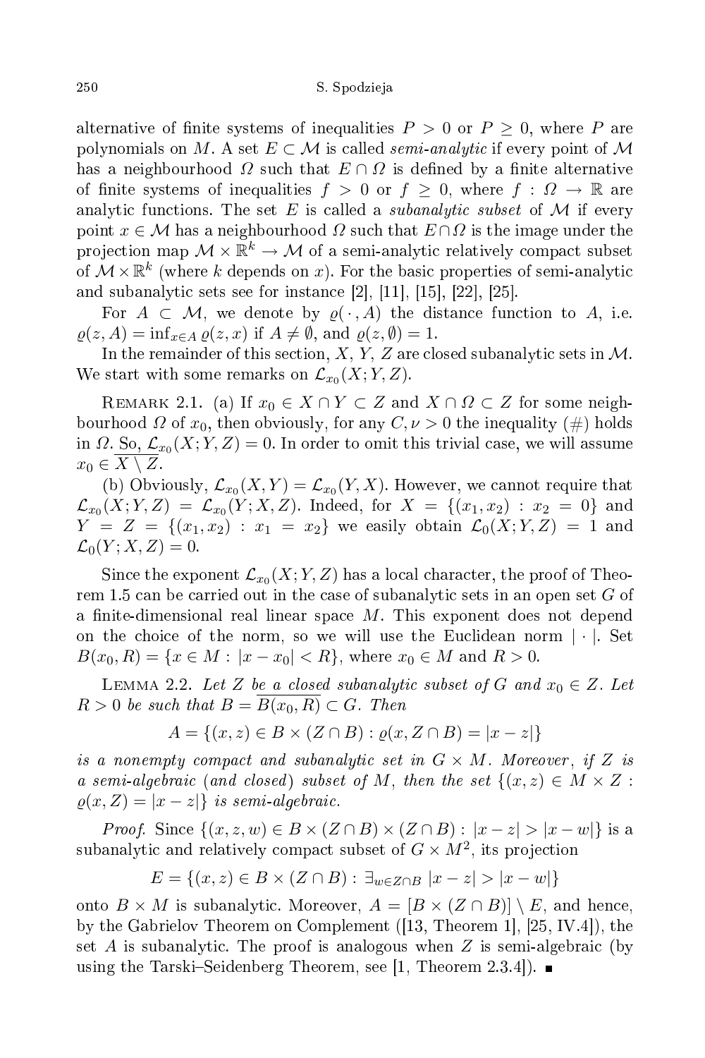alternative of finite systems of inequalities $P > 0$ or $P \geq 0$, where $P$ are polynomials on $M$. A set $E \subset \mathcal{M}$ is called *semi-analytic* if every point of $\mathcal{M}$ has a neighbourhood $\Omega$ such that $E \cap \Omega$ is defined by a finite alternative of finite systems of inequalities $f > 0$ or $f \geq 0$, where $f : \Omega \to \mathbb{R}$ are analytic functions. The set $E$ is called a *subanalytic subset* of $\mathcal{M}$ if every point $x \in \mathcal{M}$ has a neighbourhood $\Omega$ such that $E \cap \Omega$ is the image under the projection map $\mathcal{M} \times \mathbb{R}^k \to \mathcal{M}$ of a semi-analytic relatively compact subset of $\mathcal{M} \times \mathbb{R}^k$ (where $k$ depends on $x$). For the basic properties of semi-analytic and subanalytic sets see for instance [2], [11], [15], [22], [25].

For $A \subset \mathcal{M}$, we denote by $\varrho(\,\cdot\,, A)$ the distance function to $A$, i.e. $\varrho(z, A) = \inf_{x \in A} \varrho(z, x)$ if $A \neq \emptyset$, and $\varrho(z, \emptyset) = 1$.

In the remainder of this section, $X$, $Y$, $Z$ are closed subanalytic sets in $\mathcal{M}$. We start with some remarks on $\mathcal{L}_{x_0}(X; Y, Z)$.

Remark 2.1. (a) If $x_0 \in X \cap Y \subset Z$ and $X \cap \Omega \subset Z$ for some neighbourhood $\Omega$ of $x_0$, then obviously, for any $C, \nu > 0$ the inequality (#) holds in $\Omega$. So, $\mathcal{L}_{x_0}(X; Y, Z) = 0$. In order to omit this trivial case, we will assume $x_0 \in \overline{X \setminus Z}$.

(b) Obviously, $\mathcal{L}_{x_0}(X, Y) = \mathcal{L}_{x_0}(Y, X)$. However, we cannot require that $\mathcal{L}_{x_0}(X; Y, Z) = \mathcal{L}_{x_0}(Y; X, Z)$. Indeed, for $X = \{(x_1, x_2) : x_2 = 0\}$ and $Y = Z = \{(x_1, x_2) : x_1 = x_2\}$ we easily obtain $\mathcal{L}_0(X; Y, Z) = 1$ and $\mathcal{L}_0(Y; X, Z) = 0$.

Since the exponent $\mathcal{L}_{x_0}(X; Y, Z)$ has a local character, the proof of Theorem 1.5 can be carried out in the case of subanalytic sets in an open set $G$ of a finite-dimensional real linear space $M$. This exponent does not depend on the choice of the norm, so we will use the Euclidean norm $|\cdot|$. Set $B(x_0, R) = \{x \in M : |x - x_0| < R\}$, where $x_0 \in M$ and $R > 0$.

Lemma 2.2. *Let $Z$ be a closed subanalytic subset of $G$ and $x_0 \in Z$. Let $R > 0$ be such that $B = \overline{B(x_0, R)} \subset G$. Then*

$$A = \{(x, z) \in B \times (Z \cap B) : \varrho(x, Z \cap B) = |x - z|\}$$

*is a nonempty compact and subanalytic set in $G \times M$. Moreover, if $Z$ is a semi-algebraic (and closed) subset of $M$, then the set $\{(x, z) \in M \times Z : \varrho(x, Z) = |x - z|\}$ is semi-algebraic.*

*Proof.* Since $\{(x, z, w) \in B \times (Z \cap B) \times (Z \cap B) : |x - z| > |x - w|\}$ is a subanalytic and relatively compact subset of $G \times M^2$, its projection

$$E = \{(x, z) \in B \times (Z \cap B) : \exists_{w \in Z \cap B}\ |x - z| > |x - w|\}$$

onto $B \times M$ is subanalytic. Moreover, $A = [B \times (Z \cap B)] \setminus E$, and hence, by the Gabrielov Theorem on Complement ([13, Theorem 1], [25, IV.4]), the set $A$ is subanalytic. The proof is analogous when $Z$ is semi-algebraic (by using the Tarski–Seidenberg Theorem, see [1, Theorem 2.3.4]). ∎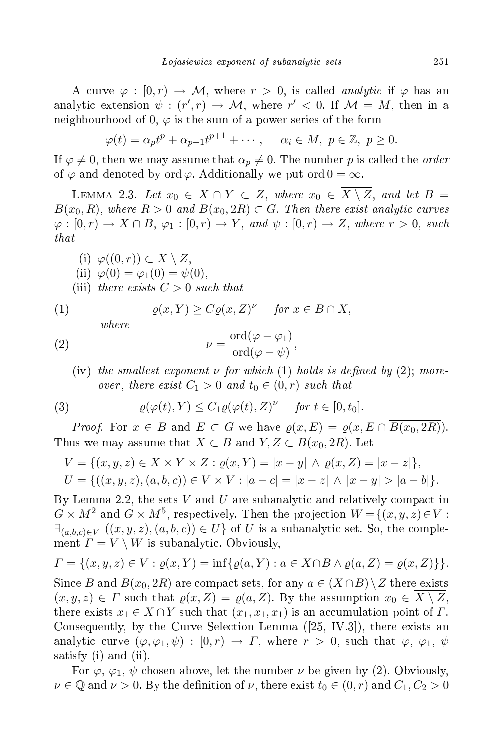A curve $\varphi : [0, r) \to \mathcal{M}$, where $r > 0$, is called *analytic* if $\varphi$ has an analytic extension $\psi : (r', r) \to \mathcal{M}$, where $r' < 0$. If $\mathcal{M} = M$, then in a neighbourhood of 0, $\varphi$ is the sum of a power series of the form

$$\varphi(t) = \alpha_p t^p + \alpha_{p+1} t^{p+1} + \cdots, \qquad \alpha_i \in M,\ p \in \mathbb{Z},\ p \geq 0.$$

If $\varphi \neq 0$, then we may assume that $\alpha_p \neq 0$. The number $p$ is called the *order* of $\varphi$ and denoted by $\operatorname{ord} \varphi$. Additionally we put $\operatorname{ord} 0 = \infty$.

LEMMA 2.3. *Let $x_0 \in X \cap Y \subset Z$, where $x_0 \in \overline{X \setminus Z}$, and let $B = \overline{B(x_0, R)}$, where $R > 0$ and $\overline{B(x_0, 2R)} \subset G$. Then there exist analytic curves $\varphi : [0, r) \to X \cap B$, $\varphi_1 : [0, r) \to Y$, and $\psi : [0, r) \to Z$, where $r > 0$, such that*

(i) *$\varphi((0, r)) \subset X \setminus Z$,*

(ii) *$\varphi(0) = \varphi_1(0) = \psi(0)$,*

(iii) *there exists $C > 0$ such that*

$$\varrho(x, Y) \geq C \varrho(x, Z)^\nu \quad \text{for } x \in B \cap X, \tag{1}$$

*where*

$$\nu = \frac{\operatorname{ord}(\varphi - \varphi_1)}{\operatorname{ord}(\varphi - \psi)}, \tag{2}$$

(iv) *the smallest exponent $\nu$ for which (1) holds is defined by (2); moreover, there exist $C_1 > 0$ and $t_0 \in (0, r)$ such that*

$$\varrho(\varphi(t), Y) \leq C_1 \varrho(\varphi(t), Z)^\nu \quad \text{for } t \in [0, t_0]. \tag{3}$$

*Proof.* For $x \in B$ and $E \subset G$ we have $\varrho(x, E) = \varrho(x, E \cap \overline{B(x_0, 2R)})$. Thus we may assume that $X \subset B$ and $Y, Z \subset \overline{B(x_0, 2R)}$. Let

$$V = \{(x, y, z) \in X \times Y \times Z : \varrho(x, Y) = |x - y| \wedge \varrho(x, Z) = |x - z|\},$$
$$U = \{((x, y, z), (a, b, c)) \in V \times V : |a - c| = |x - z| \wedge |x - y| > |a - b|\}.$$

By Lemma 2.2, the sets $V$ and $U$ are subanalytic and relatively compact in $G \times M^2$ and $G \times M^5$, respectively. Then the projection $W = \{(x, y, z) \in V : \exists_{(a,b,c) \in V}\ ((x, y, z), (a, b, c)) \in U\}$ of $U$ is a subanalytic set. So, the complement $\Gamma = V \setminus W$ is subanalytic. Obviously,

$$\Gamma = \{(x, y, z) \in V : \varrho(x, Y) = \inf\{\varrho(a, Y) : a \in X \cap B \wedge \varrho(a, Z) = \varrho(x, Z)\}\}.$$

Since $B$ and $\overline{B(x_0, 2R)}$ are compact sets, for any $a \in (X \cap B) \setminus Z$ there exists $(x, y, z) \in \Gamma$ such that $\varrho(x, Z) = \varrho(a, Z)$. By the assumption $x_0 \in \overline{X \setminus Z}$, there exists $x_1 \in X \cap Y$ such that $(x_1, x_1, x_1)$ is an accumulation point of $\Gamma$. Consequently, by the Curve Selection Lemma ([25, IV.3]), there exists an analytic curve $(\varphi, \varphi_1, \psi) : [0, r) \to \Gamma$, where $r > 0$, such that $\varphi$, $\varphi_1$, $\psi$ satisfy (i) and (ii).

For $\varphi$, $\varphi_1$, $\psi$ chosen above, let the number $\nu$ be given by (2). Obviously, $\nu \in \mathbb{Q}$ and $\nu > 0$. By the definition of $\nu$, there exist $t_0 \in (0, r)$ and $C_1, C_2 > 0$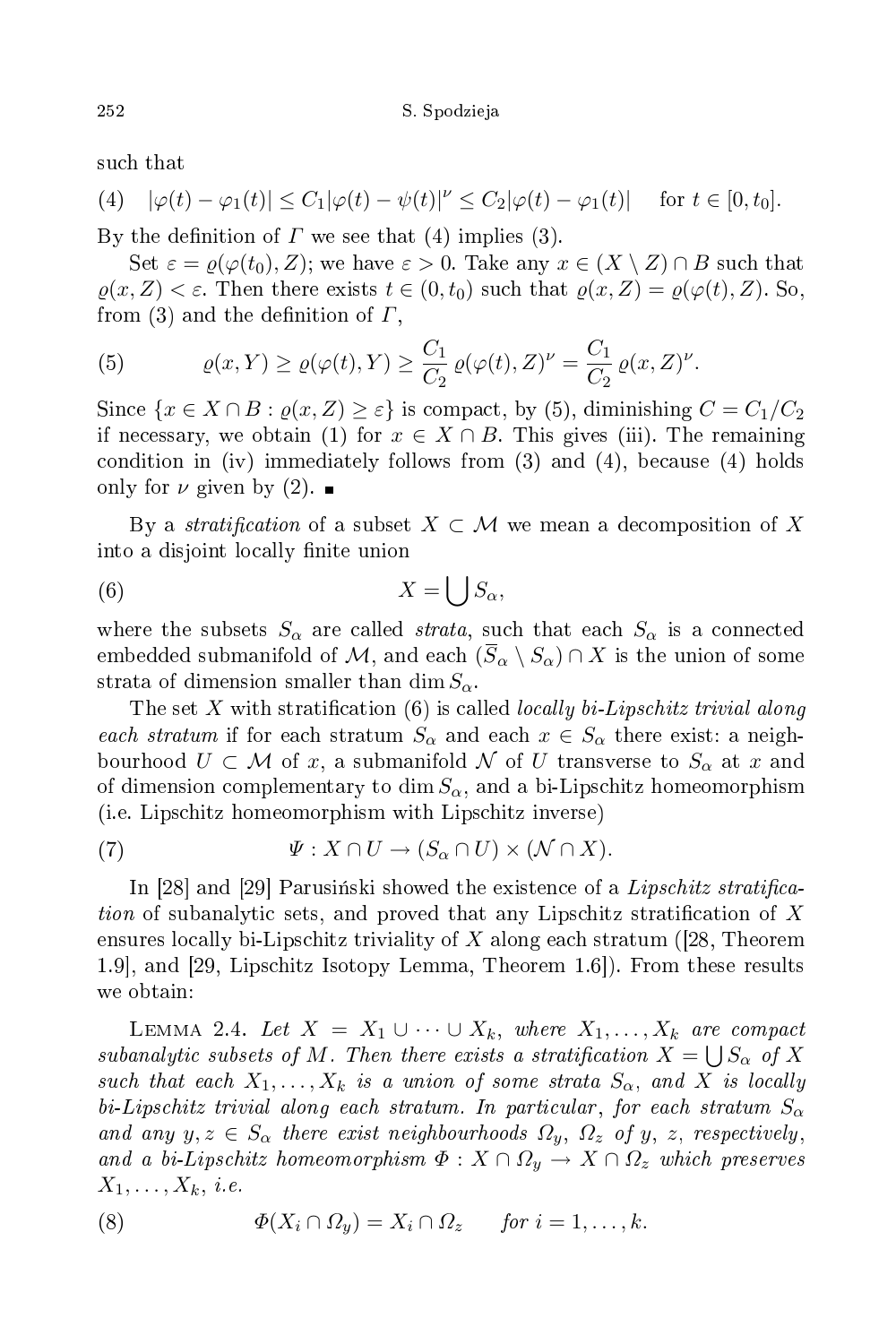such that

(4) $\quad |\varphi(t) - \varphi_1(t)| \le C_1|\varphi(t) - \psi(t)|^\nu \le C_2|\varphi(t) - \varphi_1(t)| \quad$ for $t \in [0, t_0]$.

By the definition of $\Gamma$ we see that (4) implies (3).

Set $\varepsilon = \varrho(\varphi(t_0), Z)$; we have $\varepsilon > 0$. Take any $x \in (X \setminus Z) \cap B$ such that $\varrho(x, Z) < \varepsilon$. Then there exists $t \in (0, t_0)$ such that $\varrho(x, Z) = \varrho(\varphi(t), Z)$. So, from (3) and the definition of $\Gamma$,

$$\varrho(x, Y) \ge \varrho(\varphi(t), Y) \ge \frac{C_1}{C_2}\,\varrho(\varphi(t), Z)^\nu = \frac{C_1}{C_2}\,\varrho(x, Z)^\nu. \tag{5}$$

Since $\{x \in X \cap B : \varrho(x, Z) \ge \varepsilon\}$ is compact, by (5), diminishing $C = C_1/C_2$ if necessary, we obtain (1) for $x \in X \cap B$. This gives (iii). The remaining condition in (iv) immediately follows from (3) and (4), because (4) holds only for $\nu$ given by (2). ∎

By a *stratification* of a subset $X \subset \mathcal{M}$ we mean a decomposition of $X$ into a disjoint locally finite union

$$X = \bigcup S_\alpha, \tag{6}$$

where the subsets $S_\alpha$ are called *strata*, such that each $S_\alpha$ is a connected embedded submanifold of $\mathcal{M}$, and each $(\overline{S}_\alpha \setminus S_\alpha) \cap X$ is the union of some strata of dimension smaller than $\dim S_\alpha$.

The set $X$ with stratification (6) is called *locally bi-Lipschitz trivial along each stratum* if for each stratum $S_\alpha$ and each $x \in S_\alpha$ there exist: a neighbourhood $U \subset \mathcal{M}$ of $x$, a submanifold $\mathcal{N}$ of $U$ transverse to $S_\alpha$ at $x$ and of dimension complementary to $\dim S_\alpha$, and a bi-Lipschitz homeomorphism (i.e. Lipschitz homeomorphism with Lipschitz inverse)

$$\Psi : X \cap U \to (S_\alpha \cap U) \times (\mathcal{N} \cap X). \tag{7}$$

In [28] and [29] Parusiński showed the existence of a *Lipschitz stratification* of subanalytic sets, and proved that any Lipschitz stratification of $X$ ensures locally bi-Lipschitz triviality of $X$ along each stratum ([28, Theorem 1.9], and [29, Lipschitz Isotopy Lemma, Theorem 1.6]). From these results we obtain:

Lemma 2.4. *Let $X = X_1 \cup \cdots \cup X_k$, where $X_1, \ldots, X_k$ are compact subanalytic subsets of $M$. Then there exists a stratification $X = \bigcup S_\alpha$ of $X$ such that each $X_1, \ldots, X_k$ is a union of some strata $S_\alpha$, and $X$ is locally bi-Lipschitz trivial along each stratum. In particular, for each stratum $S_\alpha$ and any $y, z \in S_\alpha$ there exist neighbourhoods $\Omega_y$, $\Omega_z$ of $y$, $z$, respectively, and a bi-Lipschitz homeomorphism $\Phi : X \cap \Omega_y \to X \cap \Omega_z$ which preserves $X_1, \ldots, X_k$, i.e.*

$$\Phi(X_i \cap \Omega_y) = X_i \cap \Omega_z \qquad \textit{for } i = 1, \ldots, k. \tag{8}$$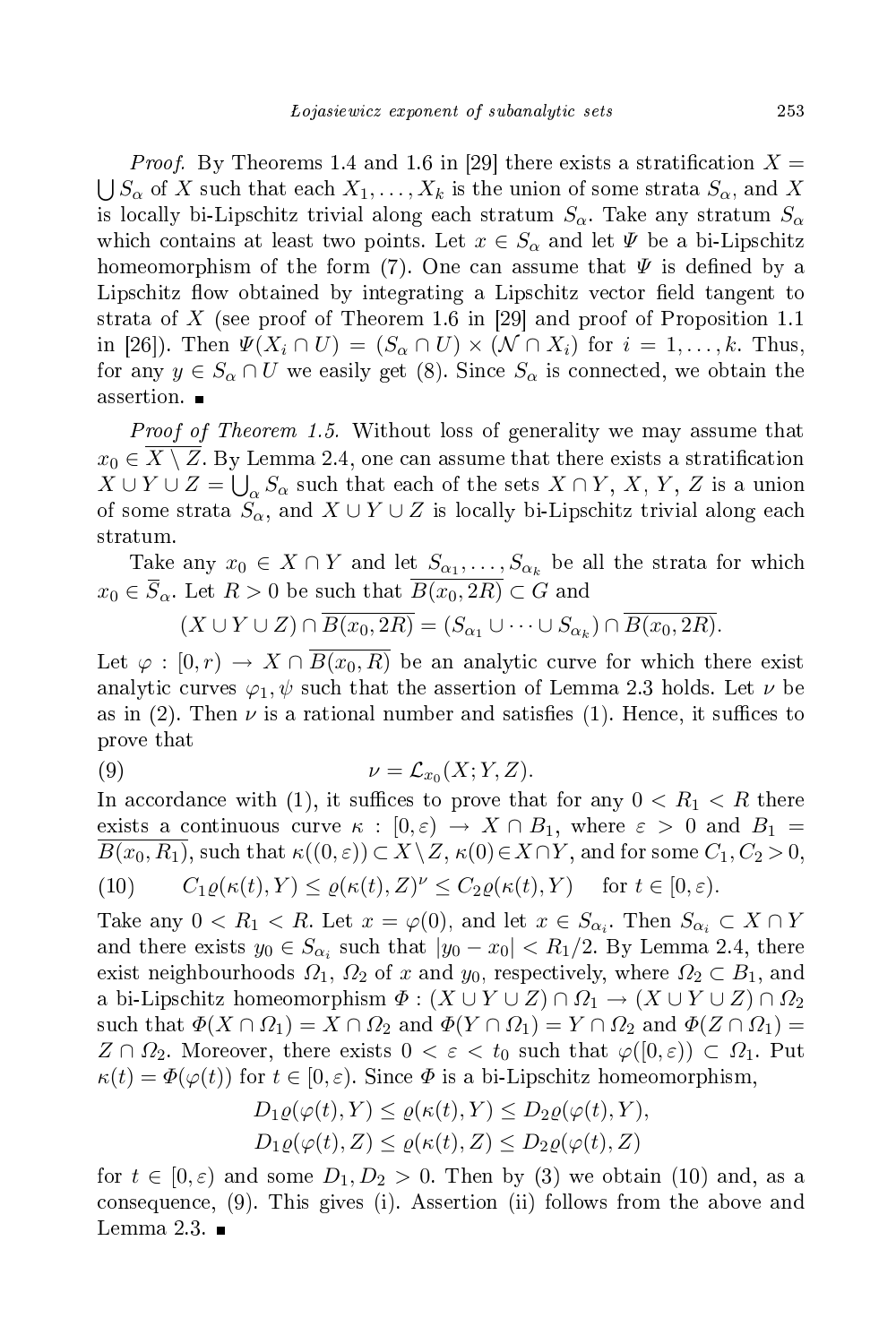*Proof.* By Theorems 1.4 and 1.6 in [29] there exists a stratification $X = \bigcup S_\alpha$ of $X$ such that each $X_1, \ldots, X_k$ is the union of some strata $S_\alpha$, and $X$ is locally bi-Lipschitz trivial along each stratum $S_\alpha$. Take any stratum $S_\alpha$ which contains at least two points. Let $x \in S_\alpha$ and let $\Psi$ be a bi-Lipschitz homeomorphism of the form (7). One can assume that $\Psi$ is defined by a Lipschitz flow obtained by integrating a Lipschitz vector field tangent to strata of $X$ (see proof of Theorem 1.6 in [29] and proof of Proposition 1.1 in [26]). Then $\Psi(X_i \cap U) = (S_\alpha \cap U) \times (\mathcal{N} \cap X_i)$ for $i = 1, \ldots, k$. Thus, for any $y \in S_\alpha \cap U$ we easily get (8). Since $S_\alpha$ is connected, we obtain the assertion. ∎

*Proof of Theorem 1.5.* Without loss of generality we may assume that $x_0 \in \overline{X \setminus Z}$. By Lemma 2.4, one can assume that there exists a stratification $X \cup Y \cup Z = \bigcup_\alpha S_\alpha$ such that each of the sets $X \cap Y$, $X$, $Y$, $Z$ is a union of some strata $S_\alpha$, and $X \cup Y \cup Z$ is locally bi-Lipschitz trivial along each stratum.

Take any $x_0 \in X \cap Y$ and let $S_{\alpha_1}, \ldots, S_{\alpha_k}$ be all the strata for which $x_0 \in \overline{S}_\alpha$. Let $R > 0$ be such that $\overline{B(x_0, 2R)} \subset G$ and

$$(X \cup Y \cup Z) \cap \overline{B(x_0, 2R)} = (S_{\alpha_1} \cup \cdots \cup S_{\alpha_k}) \cap \overline{B(x_0, 2R)}.$$

Let $\varphi : [0, r) \to X \cap \overline{B(x_0, R)}$ be an analytic curve for which there exist analytic curves $\varphi_1, \psi$ such that the assertion of Lemma 2.3 holds. Let $\nu$ be as in (2). Then $\nu$ is a rational number and satisfies (1). Hence, it suffices to prove that

$$\nu = \mathcal{L}_{x_0}(X; Y, Z). \tag{9}$$

In accordance with (1), it suffices to prove that for any $0 < R_1 < R$ there exists a continuous curve $\kappa : [0, \varepsilon) \to X \cap B_1$, where $\varepsilon > 0$ and $B_1 = \overline{B(x_0, R_1)}$, such that $\kappa((0, \varepsilon)) \subset X \setminus Z$, $\kappa(0) \in X \cap Y$, and for some $C_1, C_2 > 0$,

$$C_1 \varrho(\kappa(t), Y) \le \varrho(\kappa(t), Z)^\nu \le C_2 \varrho(\kappa(t), Y) \quad \text{ for } t \in [0, \varepsilon). \tag{10}$$

Take any $0 < R_1 < R$. Let $x = \varphi(0)$, and let $x \in S_{\alpha_i}$. Then $S_{\alpha_i} \subset X \cap Y$ and there exists $y_0 \in S_{\alpha_i}$ such that $|y_0 - x_0| < R_1/2$. By Lemma 2.4, there exist neighbourhoods $\Omega_1$, $\Omega_2$ of $x$ and $y_0$, respectively, where $\Omega_2 \subset B_1$, and a bi-Lipschitz homeomorphism $\Phi : (X \cup Y \cup Z) \cap \Omega_1 \to (X \cup Y \cup Z) \cap \Omega_2$ such that $\Phi(X \cap \Omega_1) = X \cap \Omega_2$ and $\Phi(Y \cap \Omega_1) = Y \cap \Omega_2$ and $\Phi(Z \cap \Omega_1) = Z \cap \Omega_2$. Moreover, there exists $0 < \varepsilon < t_0$ such that $\varphi([0, \varepsilon)) \subset \Omega_1$. Put $\kappa(t) = \Phi(\varphi(t))$ for $t \in [0, \varepsilon)$. Since $\Phi$ is a bi-Lipschitz homeomorphism,

$$D_1 \varrho(\varphi(t), Y) \le \varrho(\kappa(t), Y) \le D_2 \varrho(\varphi(t), Y),$$
$$D_1 \varrho(\varphi(t), Z) \le \varrho(\kappa(t), Z) \le D_2 \varrho(\varphi(t), Z)$$

for $t \in [0, \varepsilon)$ and some $D_1, D_2 > 0$. Then by (3) we obtain (10) and, as a consequence, (9). This gives (i). Assertion (ii) follows from the above and Lemma 2.3. ∎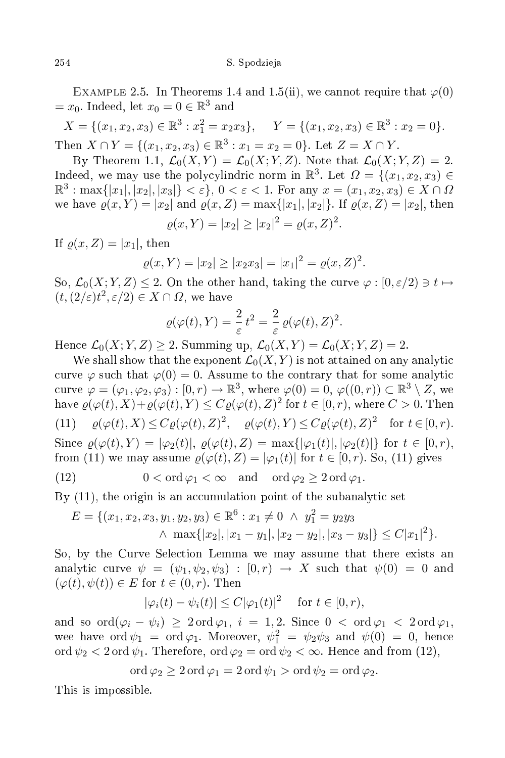Example 2.5. In Theorems 1.4 and 1.5(ii), we cannot require that $\varphi(0) = x_0$. Indeed, let $x_0 = 0 \in \mathbb{R}^3$ and

$$X = \{(x_1, x_2, x_3) \in \mathbb{R}^3 : x_1^2 = x_2 x_3\}, \quad Y = \{(x_1, x_2, x_3) \in \mathbb{R}^3 : x_2 = 0\}.$$

Then $X \cap Y = \{(x_1, x_2, x_3) \in \mathbb{R}^3 : x_1 = x_2 = 0\}$. Let $Z = X \cap Y$.

By Theorem 1.1, $\mathcal{L}_0(X, Y) = \mathcal{L}_0(X; Y, Z)$. Note that $\mathcal{L}_0(X; Y, Z) = 2$. Indeed, we may use the polycylindric norm in $\mathbb{R}^3$. Let $\Omega = \{(x_1, x_2, x_3) \in \mathbb{R}^3 : \max\{|x_1|, |x_2|, |x_3|\} < \varepsilon\}$, $0 < \varepsilon < 1$. For any $x = (x_1, x_2, x_3) \in X \cap \Omega$ we have $\varrho(x, Y) = |x_2|$ and $\varrho(x, Z) = \max\{|x_1|, |x_2|\}$. If $\varrho(x, Z) = |x_2|$, then

$$\varrho(x, Y) = |x_2| \geq |x_2|^2 = \varrho(x, Z)^2.$$

If $\varrho(x, Z) = |x_1|$, then

$$\varrho(x, Y) = |x_2| \geq |x_2 x_3| = |x_1|^2 = \varrho(x, Z)^2.$$

So, $\mathcal{L}_0(X; Y, Z) \leq 2$. On the other hand, taking the curve $\varphi : [0, \varepsilon/2) \ni t \mapsto (t, (2/\varepsilon)t^2, \varepsilon/2) \in X \cap \Omega$, we have

$$\varrho(\varphi(t), Y) = \frac{2}{\varepsilon} t^2 = \frac{2}{\varepsilon} \varrho(\varphi(t), Z)^2.$$

Hence $\mathcal{L}_0(X; Y, Z) \geq 2$. Summing up, $\mathcal{L}_0(X, Y) = \mathcal{L}_0(X; Y, Z) = 2$.

We shall show that the exponent $\mathcal{L}_0(X, Y)$ is not attained on any analytic curve $\varphi$ such that $\varphi(0) = 0$. Assume to the contrary that for some analytic curve $\varphi = (\varphi_1, \varphi_2, \varphi_3) : [0, r) \to \mathbb{R}^3$, where $\varphi(0) = 0$, $\varphi((0, r)) \subset \mathbb{R}^3 \setminus Z$, we have $\varrho(\varphi(t), X) + \varrho(\varphi(t), Y) \leq C\varrho(\varphi(t), Z)^2$ for $t \in [0, r)$, where $C > 0$. Then

$$\varrho(\varphi(t), X) \leq C\varrho(\varphi(t), Z)^2, \quad \varrho(\varphi(t), Y) \leq C\varrho(\varphi(t), Z)^2 \quad \text{for } t \in [0, r). \tag{11}$$

Since $\varrho(\varphi(t), Y) = |\varphi_2(t)|$, $\varrho(\varphi(t), Z) = \max\{|\varphi_1(t)|, |\varphi_2(t)|\}$ for $t \in [0, r)$, from (11) we may assume $\varrho(\varphi(t), Z) = |\varphi_1(t)|$ for $t \in [0, r)$. So, (11) gives

$$0 < \operatorname{ord} \varphi_1 < \infty \quad \text{and} \quad \operatorname{ord} \varphi_2 \geq 2 \operatorname{ord} \varphi_1. \tag{12}$$

By (11), the origin is an accumulation point of the subanalytic set

$$E = \{(x_1, x_2, x_3, y_1, y_2, y_3) \in \mathbb{R}^6 : x_1 \neq 0 \ \wedge \ y_1^2 = y_2 y_3 \\ \wedge \ \max\{|x_2|, |x_1 - y_1|, |x_2 - y_2|, |x_3 - y_3|\} \leq C|x_1|^2\}.$$

So, by the Curve Selection Lemma we may assume that there exists an analytic curve $\psi = (\psi_1, \psi_2, \psi_3) : [0, r) \to X$ such that $\psi(0) = 0$ and $(\varphi(t), \psi(t)) \in E$ for $t \in (0, r)$. Then

$$|\varphi_i(t) - \psi_i(t)| \leq C|\varphi_1(t)|^2 \quad \text{for } t \in [0, r),$$

and so $\operatorname{ord}(\varphi_i - \psi_i) \geq 2 \operatorname{ord} \varphi_1$, $i = 1, 2$. Since $0 < \operatorname{ord} \varphi_1 < 2 \operatorname{ord} \varphi_1$, wee have $\operatorname{ord} \psi_1 = \operatorname{ord} \varphi_1$. Moreover, $\psi_1^2 = \psi_2 \psi_3$ and $\psi(0) = 0$, hence $\operatorname{ord} \psi_2 < 2 \operatorname{ord} \psi_1$. Therefore, $\operatorname{ord} \varphi_2 = \operatorname{ord} \psi_2 < \infty$. Hence and from (12),

$$\operatorname{ord} \varphi_2 \geq 2 \operatorname{ord} \varphi_1 = 2 \operatorname{ord} \psi_1 > \operatorname{ord} \psi_2 = \operatorname{ord} \varphi_2.$$

This is impossible.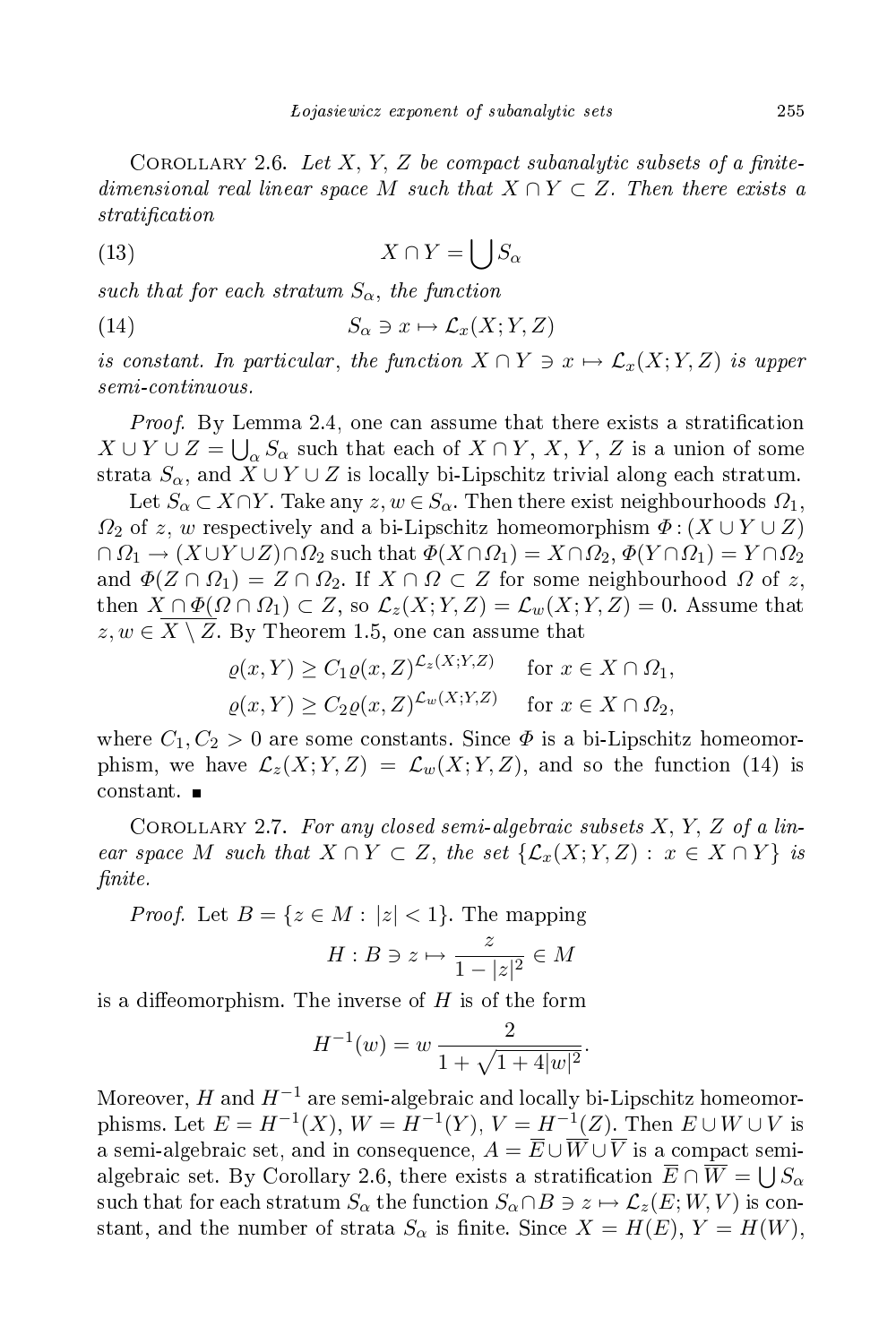COROLLARY 2.6. *Let $X$, $Y$, $Z$ be compact subanalytic subsets of a finite-dimensional real linear space $M$ such that $X \cap Y \subset Z$. Then there exists a stratification*

$$X \cap Y = \bigcup S_\alpha \tag{13}$$

*such that for each stratum $S_\alpha$, the function*

$$S_\alpha \ni x \mapsto \mathcal{L}_x(X; Y, Z) \tag{14}$$

*is constant. In particular, the function $X \cap Y \ni x \mapsto \mathcal{L}_x(X; Y, Z)$ is upper semi-continuous.*

*Proof.* By Lemma 2.4, one can assume that there exists a stratification $X \cup Y \cup Z = \bigcup_\alpha S_\alpha$ such that each of $X \cap Y$, $X$, $Y$, $Z$ is a union of some strata $S_\alpha$, and $X \cup Y \cup Z$ is locally bi-Lipschitz trivial along each stratum.

Let $S_\alpha \subset X \cap Y$. Take any $z, w \in S_\alpha$. Then there exist neighbourhoods $\Omega_1$, $\Omega_2$ of $z$, $w$ respectively and a bi-Lipschitz homeomorphism $\Phi : (X \cup Y \cup Z) \cap \Omega_1 \to (X \cup Y \cup Z) \cap \Omega_2$ such that $\Phi(X \cap \Omega_1) = X \cap \Omega_2$, $\Phi(Y \cap \Omega_1) = Y \cap \Omega_2$ and $\Phi(Z \cap \Omega_1) = Z \cap \Omega_2$. If $X \cap \Omega \subset Z$ for some neighbourhood $\Omega$ of $z$, then $X \cap \Phi(\Omega \cap \Omega_1) \subset Z$, so $\mathcal{L}_z(X; Y, Z) = \mathcal{L}_w(X; Y, Z) = 0$. Assume that $z, w \in \overline{X \setminus Z}$. By Theorem 1.5, one can assume that

$$\varrho(x, Y) \geq C_1 \varrho(x, Z)^{\mathcal{L}_z(X;Y,Z)} \quad \text{for } x \in X \cap \Omega_1,$$
$$\varrho(x, Y) \geq C_2 \varrho(x, Z)^{\mathcal{L}_w(X;Y,Z)} \quad \text{for } x \in X \cap \Omega_2,$$

where $C_1, C_2 > 0$ are some constants. Since $\Phi$ is a bi-Lipschitz homeomorphism, we have $\mathcal{L}_z(X; Y, Z) = \mathcal{L}_w(X; Y, Z)$, and so the function (14) is constant. ∎

COROLLARY 2.7. *For any closed semi-algebraic subsets $X$, $Y$, $Z$ of a linear space $M$ such that $X \cap Y \subset Z$, the set $\{\mathcal{L}_x(X; Y, Z) : x \in X \cap Y\}$ is finite.*

*Proof.* Let $B = \{z \in M : |z| < 1\}$. The mapping

$$H : B \ni z \mapsto \frac{z}{1 - |z|^2} \in M$$

is a diffeomorphism. The inverse of $H$ is of the form

$$H^{-1}(w) = w \, \frac{2}{1 + \sqrt{1 + 4|w|^2}}.$$

Moreover, $H$ and $H^{-1}$ are semi-algebraic and locally bi-Lipschitz homeomorphisms. Let $E = H^{-1}(X)$, $W = H^{-1}(Y)$, $V = H^{-1}(Z)$. Then $E \cup W \cup V$ is a semi-algebraic set, and in consequence, $A = \overline{E} \cup \overline{W} \cup \overline{V}$ is a compact semi-algebraic set. By Corollary 2.6, there exists a stratification $\overline{E} \cap \overline{W} = \bigcup S_\alpha$ such that for each stratum $S_\alpha$ the function $S_\alpha \cap B \ni z \mapsto \mathcal{L}_z(E; W, V)$ is constant, and the number of strata $S_\alpha$ is finite. Since $X = H(E)$, $Y = H(W)$,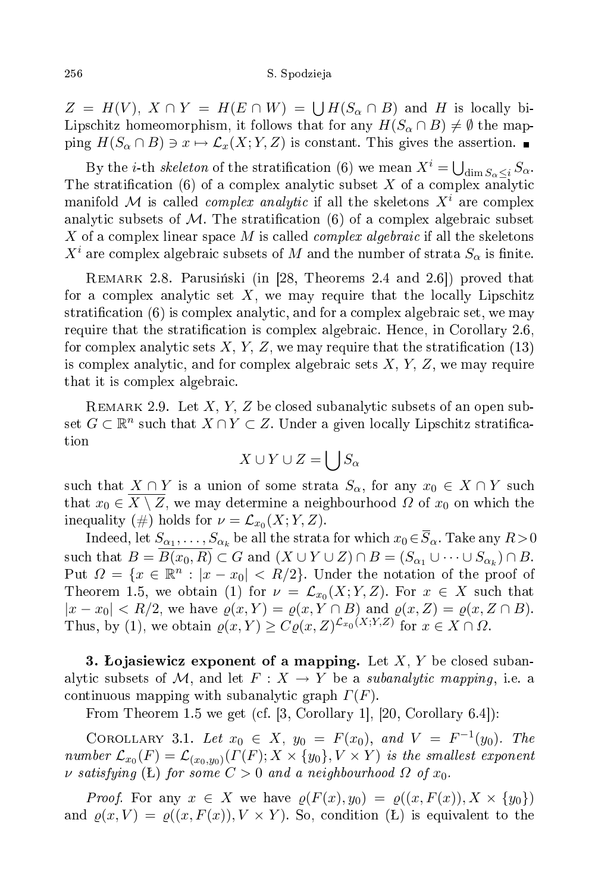$Z = H(V)$, $X \cap Y = H(E \cap W) = \bigcup H(S_\alpha \cap B)$ and $H$ is locally bi-Lipschitz homeomorphism, it follows that for any $H(S_\alpha \cap B) \neq \emptyset$ the mapping $H(S_\alpha \cap B) \ni x \mapsto \mathcal{L}_x(X; Y, Z)$ is constant. This gives the assertion. ■

By the $i$-th *skeleton* of the stratification (6) we mean $X^i = \bigcup_{\dim S_\alpha \le i} S_\alpha$. The stratification (6) of a complex analytic subset $X$ of a complex analytic manifold $\mathcal{M}$ is called *complex analytic* if all the skeletons $X^i$ are complex analytic subsets of $\mathcal{M}$. The stratification (6) of a complex algebraic subset $X$ of a complex linear space $M$ is called *complex algebraic* if all the skeletons $X^i$ are complex algebraic subsets of $M$ and the number of strata $S_\alpha$ is finite.

Remark 2.8. Parusiński (in [28, Theorems 2.4 and 2.6]) proved that for a complex analytic set $X$, we may require that the locally Lipschitz stratification (6) is complex analytic, and for a complex algebraic set, we may require that the stratification is complex algebraic. Hence, in Corollary 2.6, for complex analytic sets $X$, $Y$, $Z$, we may require that the stratification (13) is complex analytic, and for complex algebraic sets $X$, $Y$, $Z$, we may require that it is complex algebraic.

Remark 2.9. Let $X$, $Y$, $Z$ be closed subanalytic subsets of an open subset $G \subset \mathbb{R}^n$ such that $X \cap Y \subset Z$. Under a given locally Lipschitz stratification

$$X \cup Y \cup Z = \bigcup S_\alpha$$

such that $X \cap Y$ is a union of some strata $S_\alpha$, for any $x_0 \in X \cap Y$ such that $x_0 \in \overline{X \setminus Z}$, we may determine a neighbourhood $\Omega$ of $x_0$ on which the inequality (#) holds for $\nu = \mathcal{L}_{x_0}(X; Y, Z)$.

Indeed, let $S_{\alpha_1}, \ldots, S_{\alpha_k}$ be all the strata for which $x_0 \in \overline{S}_\alpha$. Take any $R > 0$ such that $B = \overline{B(x_0, R)} \subset G$ and $(X \cup Y \cup Z) \cap B = (S_{\alpha_1} \cup \cdots \cup S_{\alpha_k}) \cap B$. Put $\Omega = \{x \in \mathbb{R}^n : |x - x_0| < R/2\}$. Under the notation of the proof of Theorem 1.5, we obtain (1) for $\nu = \mathcal{L}_{x_0}(X; Y, Z)$. For $x \in X$ such that $|x - x_0| < R/2$, we have $\varrho(x, Y) = \varrho(x, Y \cap B)$ and $\varrho(x, Z) = \varrho(x, Z \cap B)$. Thus, by (1), we obtain $\varrho(x, Y) \ge C \varrho(x, Z)^{\mathcal{L}_{x_0}(X; Y, Z)}$ for $x \in X \cap \Omega$.

**3. Łojasiewicz exponent of a mapping.** Let $X$, $Y$ be closed subanalytic subsets of $\mathcal{M}$, and let $F : X \to Y$ be a *subanalytic mapping*, i.e. a continuous mapping with subanalytic graph $\Gamma(F)$.

From Theorem 1.5 we get (cf. [3, Corollary 1], [20, Corollary 6.4]):

Corollary 3.1. *Let $x_0 \in X$, $y_0 = F(x_0)$, and $V = F^{-1}(y_0)$. The number $\mathcal{L}_{x_0}(F) = \mathcal{L}_{(x_0, y_0)}(\Gamma(F); X \times \{y_0\}, V \times Y)$ is the smallest exponent $\nu$ satisfying* (Ł) *for some $C > 0$ and a neighbourhood $\Omega$ of $x_0$.*

*Proof.* For any $x \in X$ we have $\varrho(F(x), y_0) = \varrho((x, F(x)), X \times \{y_0\})$ and $\varrho(x, V) = \varrho((x, F(x)), V \times Y)$. So, condition (Ł) is equivalent to the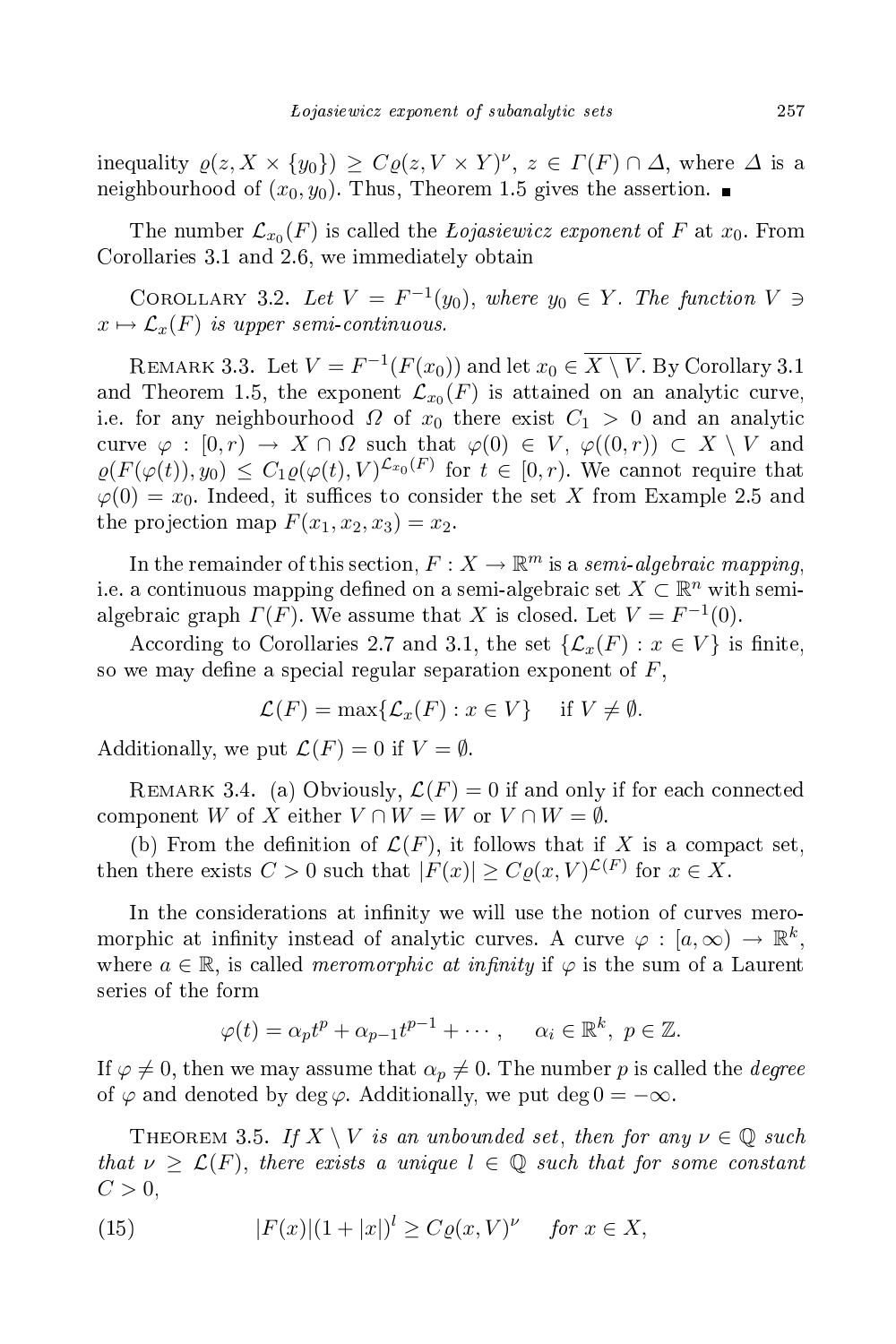inequality $\varrho(z, X \times \{y_0\}) \geq C\varrho(z, V \times Y)^\nu$, $z \in \Gamma(F) \cap \Delta$, where $\Delta$ is a neighbourhood of $(x_0, y_0)$. Thus, Theorem 1.5 gives the assertion. ∎

The number $\mathcal{L}_{x_0}(F)$ is called the *Łojasiewicz exponent* of $F$ at $x_0$. From Corollaries 3.1 and 2.6, we immediately obtain

COROLLARY 3.2. *Let $V = F^{-1}(y_0)$, where $y_0 \in Y$. The function $V \ni x \mapsto \mathcal{L}_x(F)$ is upper semi-continuous.*

REMARK 3.3. Let $V = F^{-1}(F(x_0))$ and let $x_0 \in \overline{X \setminus V}$. By Corollary 3.1 and Theorem 1.5, the exponent $\mathcal{L}_{x_0}(F)$ is attained on an analytic curve, i.e. for any neighbourhood $\Omega$ of $x_0$ there exist $C_1 > 0$ and an analytic curve $\varphi : [0, r) \to X \cap \Omega$ such that $\varphi(0) \in V$, $\varphi((0, r)) \subset X \setminus V$ and $\varrho(F(\varphi(t)), y_0) \leq C_1 \varrho(\varphi(t), V)^{\mathcal{L}_{x_0}(F)}$ for $t \in [0, r)$. We cannot require that $\varphi(0) = x_0$. Indeed, it suffices to consider the set $X$ from Example 2.5 and the projection map $F(x_1, x_2, x_3) = x_2$.

In the remainder of this section, $F : X \to \mathbb{R}^m$ is a *semi-algebraic mapping*, i.e. a continuous mapping defined on a semi-algebraic set $X \subset \mathbb{R}^n$ with semi-algebraic graph $\Gamma(F)$. We assume that $X$ is closed. Let $V = F^{-1}(0)$.

According to Corollaries 2.7 and 3.1, the set $\{\mathcal{L}_x(F) : x \in V\}$ is finite, so we may define a special regular separation exponent of $F$,

$$\mathcal{L}(F) = \max\{\mathcal{L}_x(F) : x \in V\} \quad \text{if } V \neq \emptyset.$$

Additionally, we put $\mathcal{L}(F) = 0$ if $V = \emptyset$.

REMARK 3.4. (a) Obviously, $\mathcal{L}(F) = 0$ if and only if for each connected component $W$ of $X$ either $V \cap W = W$ or $V \cap W = \emptyset$.

(b) From the definition of $\mathcal{L}(F)$, it follows that if $X$ is a compact set, then there exists $C > 0$ such that $|F(x)| \geq C\varrho(x, V)^{\mathcal{L}(F)}$ for $x \in X$.

In the considerations at infinity we will use the notion of curves meromorphic at infinity instead of analytic curves. A curve $\varphi : [a, \infty) \to \mathbb{R}^k$, where $a \in \mathbb{R}$, is called *meromorphic at infinity* if $\varphi$ is the sum of a Laurent series of the form

$$\varphi(t) = \alpha_p t^p + \alpha_{p-1} t^{p-1} + \cdots, \quad \alpha_i \in \mathbb{R}^k,\ p \in \mathbb{Z}.$$

If $\varphi \neq 0$, then we may assume that $\alpha_p \neq 0$. The number $p$ is called the *degree* of $\varphi$ and denoted by $\deg \varphi$. Additionally, we put $\deg 0 = -\infty$.

THEOREM 3.5. *If $X \setminus V$ is an unbounded set, then for any $\nu \in \mathbb{Q}$ such that $\nu \geq \mathcal{L}(F)$, there exists a unique $l \in \mathbb{Q}$ such that for some constant $C > 0$,*

$$|F(x)|(1 + |x|)^l \geq C\varrho(x, V)^\nu \quad \textit{for } x \in X, \tag{15}$$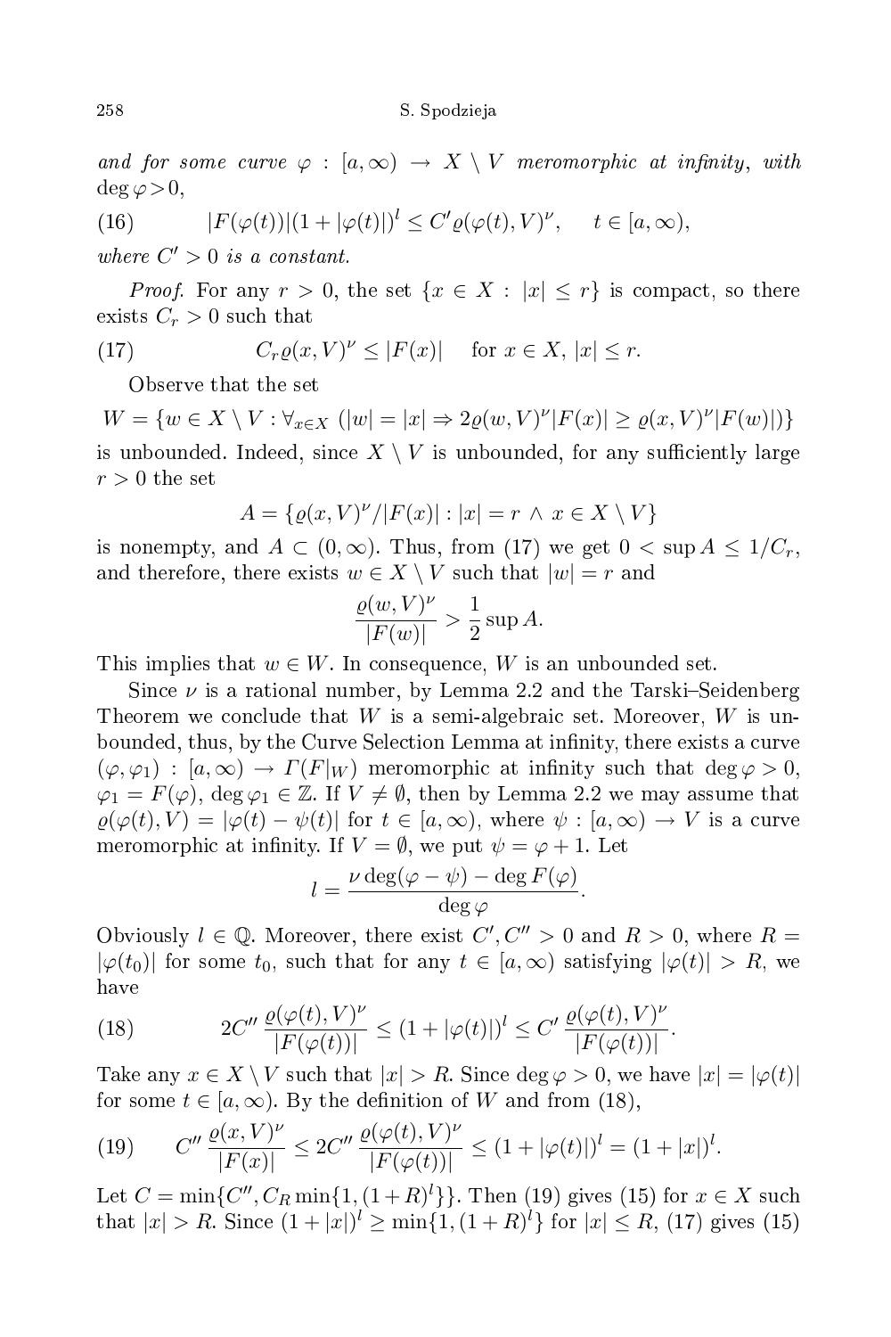*and for some curve $\varphi : [a, \infty) \to X \setminus V$ meromorphic at infinity, with* $\deg \varphi > 0$,

$$(16) \qquad |F(\varphi(t))|(1 + |\varphi(t)|)^l \le C' \varrho(\varphi(t), V)^\nu, \qquad t \in [a, \infty),$$

*where $C' > 0$ is a constant.*

*Proof.* For any $r > 0$, the set $\{x \in X : |x| \le r\}$ is compact, so there exists $C_r > 0$ such that

$$(17) \qquad C_r \varrho(x, V)^\nu \le |F(x)| \quad \text{for } x \in X, \ |x| \le r.$$

Observe that the set

$$W = \{w \in X \setminus V : \forall_{x \in X} \ (|w| = |x| \Rightarrow 2\varrho(w, V)^\nu |F(x)| \ge \varrho(x, V)^\nu |F(w)|)\}$$

is unbounded. Indeed, since $X \setminus V$ is unbounded, for any sufficiently large $r > 0$ the set

$$A = \{\varrho(x, V)^\nu / |F(x)| : |x| = r \wedge x \in X \setminus V\}$$

is nonempty, and $A \subset (0, \infty)$. Thus, from (17) we get $0 < \sup A \le 1/C_r$, and therefore, there exists $w \in X \setminus V$ such that $|w| = r$ and

$$\frac{\varrho(w, V)^\nu}{|F(w)|} > \frac{1}{2} \sup A.$$

This implies that $w \in W$. In consequence, $W$ is an unbounded set.

Since $\nu$ is a rational number, by Lemma 2.2 and the Tarski–Seidenberg Theorem we conclude that $W$ is a semi-algebraic set. Moreover, $W$ is unbounded, thus, by the Curve Selection Lemma at infinity, there exists a curve $(\varphi, \varphi_1) : [a, \infty) \to \Gamma(F|_W)$ meromorphic at infinity such that $\deg \varphi > 0$, $\varphi_1 = F(\varphi)$, $\deg \varphi_1 \in \mathbb{Z}$. If $V \ne \emptyset$, then by Lemma 2.2 we may assume that $\varrho(\varphi(t), V) = |\varphi(t) - \psi(t)|$ for $t \in [a, \infty)$, where $\psi : [a, \infty) \to V$ is a curve meromorphic at infinity. If $V = \emptyset$, we put $\psi = \varphi + 1$. Let

$$l = \frac{\nu \deg(\varphi - \psi) - \deg F(\varphi)}{\deg \varphi}.$$

Obviously $l \in \mathbb{Q}$. Moreover, there exist $C', C'' > 0$ and $R > 0$, where $R = |\varphi(t_0)|$ for some $t_0$, such that for any $t \in [a, \infty)$ satisfying $|\varphi(t)| > R$, we have

$$(18) \qquad 2C'' \frac{\varrho(\varphi(t), V)^\nu}{|F(\varphi(t))|} \le (1 + |\varphi(t)|)^l \le C' \frac{\varrho(\varphi(t), V)^\nu}{|F(\varphi(t))|}.$$

Take any $x \in X \setminus V$ such that $|x| > R$. Since $\deg \varphi > 0$, we have $|x| = |\varphi(t)|$ for some $t \in [a, \infty)$. By the definition of $W$ and from (18),

$$(19) \qquad C'' \frac{\varrho(x, V)^\nu}{|F(x)|} \le 2C'' \frac{\varrho(\varphi(t), V)^\nu}{|F(\varphi(t))|} \le (1 + |\varphi(t)|)^l = (1 + |x|)^l.$$

Let $C = \min\{C'', C_R \min\{1, (1 + R)^l\}\}$. Then (19) gives (15) for $x \in X$ such that $|x| > R$. Since $(1 + |x|)^l \ge \min\{1, (1 + R)^l\}$ for $|x| \le R$, (17) gives (15)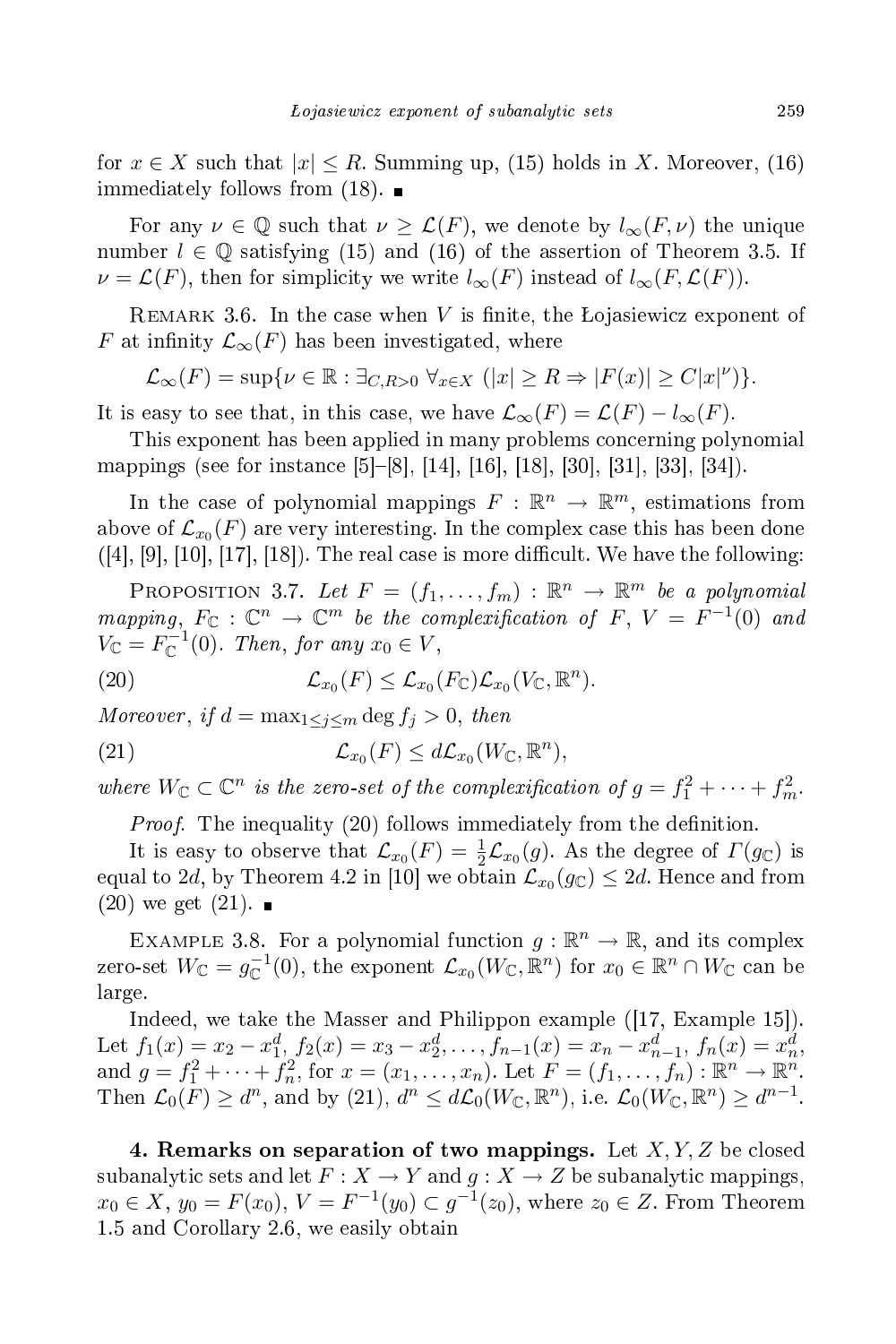for $x \in X$ such that $|x| \le R$. Summing up, (15) holds in $X$. Moreover, (16) immediately follows from (18). ∎

For any $\nu \in \mathbb{Q}$ such that $\nu \ge \mathcal{L}(F)$, we denote by $l_\infty(F,\nu)$ the unique number $l \in \mathbb{Q}$ satisfying (15) and (16) of the assertion of Theorem 3.5. If $\nu = \mathcal{L}(F)$, then for simplicity we write $l_\infty(F)$ instead of $l_\infty(F, \mathcal{L}(F))$.

Remark 3.6. In the case when $V$ is finite, the Łojasiewicz exponent of $F$ at infinity $\mathcal{L}_\infty(F)$ has been investigated, where

$$\mathcal{L}_\infty(F) = \sup\{\nu \in \mathbb{R} : \exists_{C,R>0}\ \forall_{x\in X}\ (|x| \ge R \Rightarrow |F(x)| \ge C|x|^\nu)\}.$$

It is easy to see that, in this case, we have $\mathcal{L}_\infty(F) = \mathcal{L}(F) - l_\infty(F)$.

This exponent has been applied in many problems concerning polynomial mappings (see for instance [5]–[8], [14], [16], [18], [30], [31], [33], [34]).

In the case of polynomial mappings $F : \mathbb{R}^n \to \mathbb{R}^m$, estimations from above of $\mathcal{L}_{x_0}(F)$ are very interesting. In the complex case this has been done ([4], [9], [10], [17], [18]). The real case is more difficult. We have the following:

Proposition 3.7. *Let $F = (f_1,\dots,f_m) : \mathbb{R}^n \to \mathbb{R}^m$ be a polynomial mapping, $F_\mathbb{C} : \mathbb{C}^n \to \mathbb{C}^m$ be the complexification of $F$, $V = F^{-1}(0)$ and $V_\mathbb{C} = F_\mathbb{C}^{-1}(0)$. Then, for any $x_0 \in V$,*

$$\mathcal{L}_{x_0}(F) \le \mathcal{L}_{x_0}(F_\mathbb{C})\mathcal{L}_{x_0}(V_\mathbb{C}, \mathbb{R}^n). \tag{20}$$

*Moreover, if $d = \max_{1\le j\le m} \deg f_j > 0$, then*

$$\mathcal{L}_{x_0}(F) \le d\mathcal{L}_{x_0}(W_\mathbb{C}, \mathbb{R}^n), \tag{21}$$

*where $W_\mathbb{C} \subset \mathbb{C}^n$ is the zero-set of the complexification of $g = f_1^2 + \dots + f_m^2$.*

*Proof.* The inequality (20) follows immediately from the definition.

It is easy to observe that $\mathcal{L}_{x_0}(F) = \frac{1}{2}\mathcal{L}_{x_0}(g)$. As the degree of $\Gamma(g_\mathbb{C})$ is equal to $2d$, by Theorem 4.2 in [10] we obtain $\mathcal{L}_{x_0}(g_\mathbb{C}) \le 2d$. Hence and from (20) we get (21). ∎

Example 3.8. For a polynomial function $g : \mathbb{R}^n \to \mathbb{R}$, and its complex zero-set $W_\mathbb{C} = g_\mathbb{C}^{-1}(0)$, the exponent $\mathcal{L}_{x_0}(W_\mathbb{C}, \mathbb{R}^n)$ for $x_0 \in \mathbb{R}^n \cap W_\mathbb{C}$ can be large.

Indeed, we take the Masser and Philippon example ([17, Example 15]). Let $f_1(x) = x_2 - x_1^d$, $f_2(x) = x_3 - x_2^d, \dots, f_{n-1}(x) = x_n - x_{n-1}^d$, $f_n(x) = x_n^d$, and $g = f_1^2 + \dots + f_n^2$, for $x = (x_1,\dots,x_n)$. Let $F = (f_1,\dots,f_n) : \mathbb{R}^n \to \mathbb{R}^n$. Then $\mathcal{L}_0(F) \ge d^n$, and by (21), $d^n \le d\mathcal{L}_0(W_\mathbb{C}, \mathbb{R}^n)$, i.e. $\mathcal{L}_0(W_\mathbb{C}, \mathbb{R}^n) \ge d^{n-1}$.

**4. Remarks on separation of two mappings.** Let $X, Y, Z$ be closed subanalytic sets and let $F : X \to Y$ and $g : X \to Z$ be subanalytic mappings, $x_0 \in X$, $y_0 = F(x_0)$, $V = F^{-1}(y_0) \subset g^{-1}(z_0)$, where $z_0 \in Z$. From Theorem 1.5 and Corollary 2.6, we easily obtain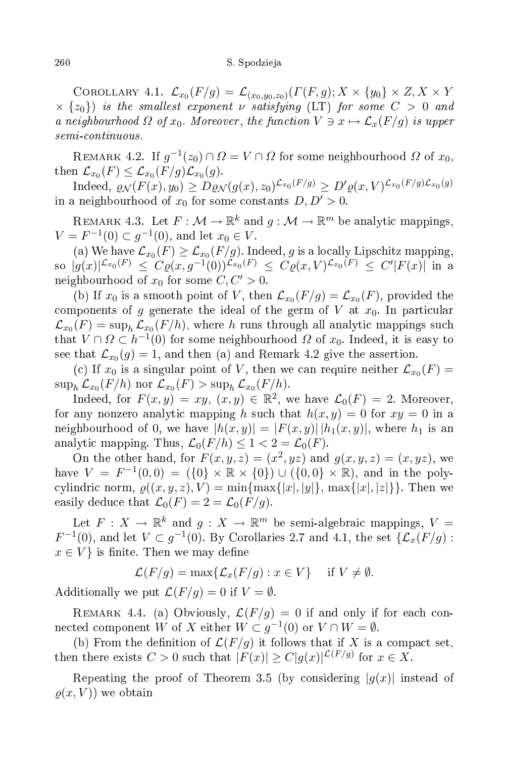COROLLARY 4.1. *$\mathcal{L}_{x_0}(F/g) = \mathcal{L}_{(x_0,y_0,z_0)}(\Gamma(F,g); X \times \{y_0\} \times Z, X \times Y \times \{z_0\})$ is the smallest exponent $\nu$ satisfying* (LT) *for some $C > 0$ and a neighbourhood $\Omega$ of $x_0$. Moreover, the function $V \ni x \mapsto \mathcal{L}_x(F/g)$ is upper semi-continuous.*

REMARK 4.2. If $g^{-1}(z_0) \cap \Omega = V \cap \Omega$ for some neighbourhood $\Omega$ of $x_0$, then $\mathcal{L}_{x_0}(F) \le \mathcal{L}_{x_0}(F/g)\mathcal{L}_{x_0}(g)$.

Indeed, $\varrho_{\mathcal{N}}(F(x), y_0) \ge D\varrho_{\mathcal{N}}(g(x), z_0)^{\mathcal{L}_{x_0}(F/g)} \ge D'\varrho(x,V)^{\mathcal{L}_{x_0}(F/g)\mathcal{L}_{x_0}(g)}$ in a neighbourhood of $x_0$ for some constants $D, D' > 0$.

REMARK 4.3. Let $F : \mathcal{M} \to \mathbb{R}^k$ and $g : \mathcal{M} \to \mathbb{R}^m$ be analytic mappings, $V = F^{-1}(0) \subset g^{-1}(0)$, and let $x_0 \in V$.

(a) We have $\mathcal{L}_{x_0}(F) \ge \mathcal{L}_{x_0}(F/g)$. Indeed, $g$ is a locally Lipschitz mapping, so $|g(x)|^{\mathcal{L}_{x_0}(F)} \le C\varrho(x, g^{-1}(0))^{\mathcal{L}_{x_0}(F)} \le C\varrho(x,V)^{\mathcal{L}_{x_0}(F)} \le C'|F(x)|$ in a neighbourhood of $x_0$ for some $C, C' > 0$.

(b) If $x_0$ is a smooth point of $V$, then $\mathcal{L}_{x_0}(F/g) = \mathcal{L}_{x_0}(F)$, provided the components of $g$ generate the ideal of the germ of $V$ at $x_0$. In particular $\mathcal{L}_{x_0}(F) = \sup_h \mathcal{L}_{x_0}(F/h)$, where $h$ runs through all analytic mappings such that $V \cap \Omega \subset h^{-1}(0)$ for some neighbourhood $\Omega$ of $x_0$. Indeed, it is easy to see that $\mathcal{L}_{x_0}(g) = 1$, and then (a) and Remark 4.2 give the assertion.

(c) If $x_0$ is a singular point of $V$, then we can require neither $\mathcal{L}_{x_0}(F) = \sup_h \mathcal{L}_{x_0}(F/h)$ nor $\mathcal{L}_{x_0}(F) > \sup_h \mathcal{L}_{x_0}(F/h)$.

Indeed, for $F(x,y) = xy$, $(x,y) \in \mathbb{R}^2$, we have $\mathcal{L}_0(F) = 2$. Moreover, for any nonzero analytic mapping $h$ such that $h(x,y) = 0$ for $xy = 0$ in a neighbourhood of 0, we have $|h(x,y)| = |F(x,y)|\,|h_1(x,y)|$, where $h_1$ is an analytic mapping. Thus, $\mathcal{L}_0(F/h) \le 1 < 2 = \mathcal{L}_0(F)$.

On the other hand, for $F(x,y,z) = (x^2, yz)$ and $g(x,y,z) = (x, yz)$, we have $V = F^{-1}(0,0) = (\{0\} \times \mathbb{R} \times \{0\}) \cup (\{0,0\} \times \mathbb{R})$, and in the polycylindric norm, $\varrho((x,y,z), V) = \min\{\max\{|x|,|y|\}, \max\{|x|,|z|\}\}$. Then we easily deduce that $\mathcal{L}_0(F) = 2 = \mathcal{L}_0(F/g)$.

Let $F : X \to \mathbb{R}^k$ and $g : X \to \mathbb{R}^m$ be semi-algebraic mappings, $V = F^{-1}(0)$, and let $V \subset g^{-1}(0)$. By Corollaries 2.7 and 4.1, the set $\{\mathcal{L}_x(F/g) : x \in V\}$ is finite. Then we may define

$$\mathcal{L}(F/g) = \max\{\mathcal{L}_x(F/g) : x \in V\} \quad \text{if } V \ne \emptyset.$$

Additionally we put $\mathcal{L}(F/g) = 0$ if $V = \emptyset$.

REMARK 4.4. (a) Obviously, $\mathcal{L}(F/g) = 0$ if and only if for each connected component $W$ of $X$ either $W \subset g^{-1}(0)$ or $V \cap W = \emptyset$.

(b) From the definition of $\mathcal{L}(F/g)$ it follows that if $X$ is a compact set, then there exists $C > 0$ such that $|F(x)| \ge C|g(x)|^{\mathcal{L}(F/g)}$ for $x \in X$.

Repeating the proof of Theorem 3.5 (by considering $|g(x)|$ instead of $\varrho(x,V)$) we obtain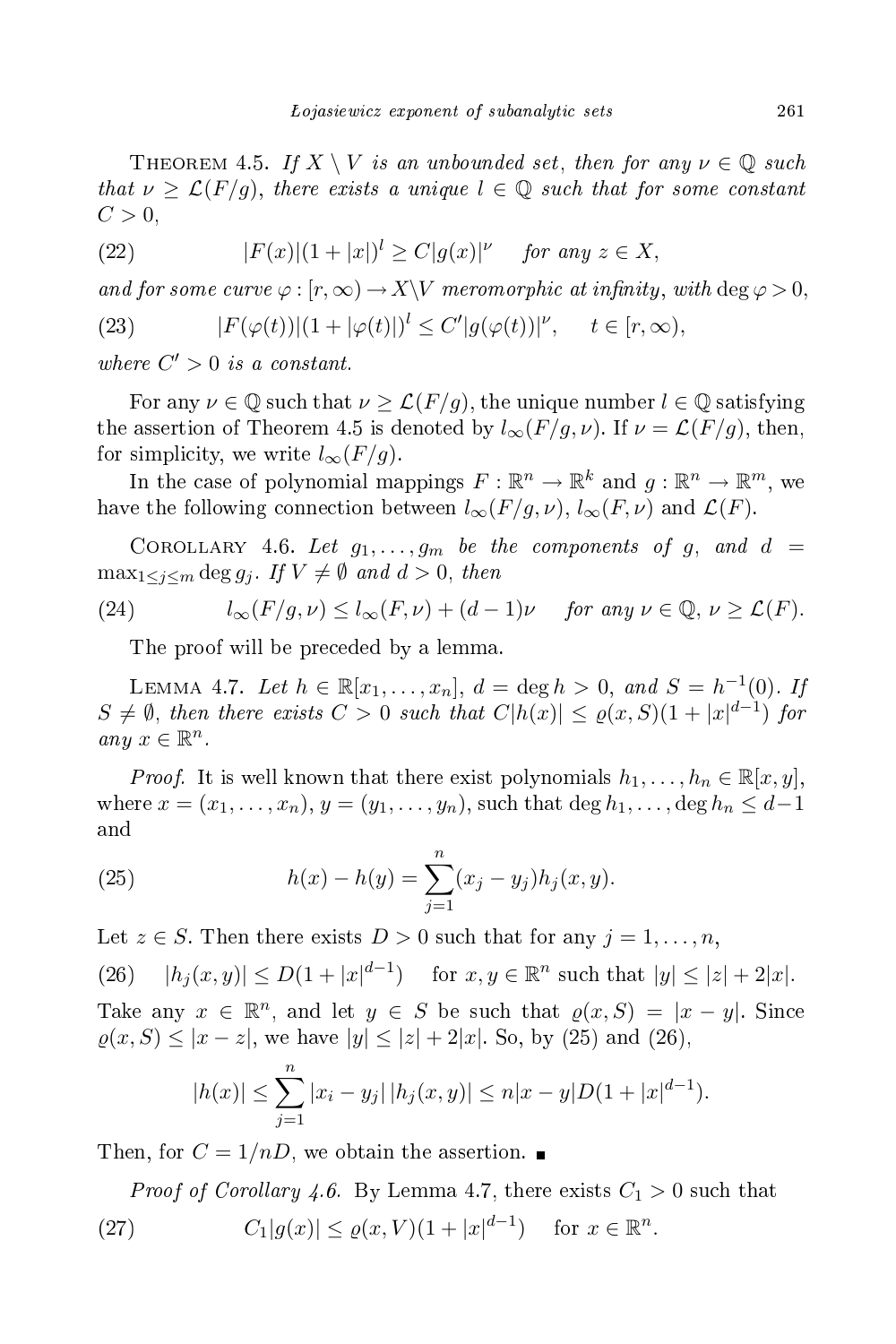**Theorem 4.5.** *If $X \setminus V$ is an unbounded set, then for any $\nu \in \mathbb{Q}$ such that $\nu \geq \mathcal{L}(F/g)$, there exists a unique $l \in \mathbb{Q}$ such that for some constant $C > 0$,*

$$|F(x)|(1+|x|)^l \geq C|g(x)|^\nu \quad \text{for any } z \in X, \tag{22}$$

*and for some curve $\varphi : [r, \infty) \to X \setminus V$ meromorphic at infinity, with $\deg \varphi > 0$,*

$$|F(\varphi(t))|(1+|\varphi(t)|)^l \leq C'|g(\varphi(t))|^\nu, \quad t \in [r, \infty), \tag{23}$$

*where $C' > 0$ is a constant.*

For any $\nu \in \mathbb{Q}$ such that $\nu \geq \mathcal{L}(F/g)$, the unique number $l \in \mathbb{Q}$ satisfying the assertion of Theorem 4.5 is denoted by $l_\infty(F/g, \nu)$. If $\nu = \mathcal{L}(F/g)$, then, for simplicity, we write $l_\infty(F/g)$.

In the case of polynomial mappings $F : \mathbb{R}^n \to \mathbb{R}^k$ and $g : \mathbb{R}^n \to \mathbb{R}^m$, we have the following connection between $l_\infty(F/g, \nu)$, $l_\infty(F, \nu)$ and $\mathcal{L}(F)$.

**Corollary 4.6.** *Let $g_1, \ldots, g_m$ be the components of $g$, and $d = \max_{1 \leq j \leq m} \deg g_j$. If $V \neq \emptyset$ and $d > 0$, then*

$$l_\infty(F/g, \nu) \leq l_\infty(F, \nu) + (d-1)\nu \quad \text{for any } \nu \in \mathbb{Q},\ \nu \geq \mathcal{L}(F). \tag{24}$$

The proof will be preceded by a lemma.

**Lemma 4.7.** *Let $h \in \mathbb{R}[x_1, \ldots, x_n]$, $d = \deg h > 0$, and $S = h^{-1}(0)$. If $S \neq \emptyset$, then there exists $C > 0$ such that $C|h(x)| \leq \varrho(x, S)(1 + |x|^{d-1})$ for any $x \in \mathbb{R}^n$.*

*Proof.* It is well known that there exist polynomials $h_1, \ldots, h_n \in \mathbb{R}[x, y]$, where $x = (x_1, \ldots, x_n)$, $y = (y_1, \ldots, y_n)$, such that $\deg h_1, \ldots, \deg h_n \leq d-1$ and

$$h(x) - h(y) = \sum_{j=1}^{n} (x_j - y_j) h_j(x, y). \tag{25}$$

Let $z \in S$. Then there exists $D > 0$ such that for any $j = 1, \ldots, n$,

$$|h_j(x, y)| \leq D(1 + |x|^{d-1}) \quad \text{for } x, y \in \mathbb{R}^n \text{ such that } |y| \leq |z| + 2|x|. \tag{26}$$

Take any $x \in \mathbb{R}^n$, and let $y \in S$ be such that $\varrho(x, S) = |x - y|$. Since $\varrho(x, S) \leq |x - z|$, we have $|y| \leq |z| + 2|x|$. So, by (25) and (26),

$$|h(x)| \leq \sum_{j=1}^{n} |x_i - y_j|\,|h_j(x, y)| \leq n|x - y| D(1 + |x|^{d-1}).$$

Then, for $C = 1/nD$, we obtain the assertion. ∎

*Proof of Corollary 4.6.* By Lemma 4.7, there exists $C_1 > 0$ such that

$$C_1|g(x)| \leq \varrho(x, V)(1 + |x|^{d-1}) \quad \text{for } x \in \mathbb{R}^n. \tag{27}$$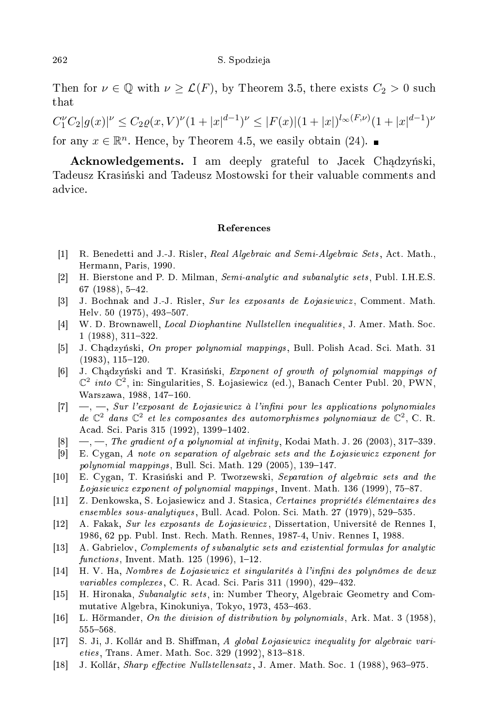Then for $\nu \in \mathbb{Q}$ with $\nu \geq \mathcal{L}(F)$, by Theorem 3.5, there exists $C_2 > 0$ such that

$$C_1^\nu C_2 |g(x)|^\nu \leq C_2 \varrho(x,V)^\nu (1+|x|^{d-1})^\nu \leq |F(x)|(1+|x|)^{l_\infty(F,\nu)}(1+|x|^{d-1})^\nu$$

for any $x \in \mathbb{R}^n$. Hence, by Theorem 4.5, we easily obtain (24). ∎

**Acknowledgements.** I am deeply grateful to Jacek Chądzyński, Tadeusz Krasiński and Tadeusz Mostowski for their valuable comments and advice.

## References

[1] R. Benedetti and J.-J. Risler, *Real Algebraic and Semi-Algebraic Sets*, Act. Math., Hermann, Paris, 1990.

[2] H. Bierstone and P. D. Milman, *Semi-analytic and subanalytic sets*, Publ. I.H.E.S. 67 (1988), 5–42.

[3] J. Bochnak and J.-J. Risler, *Sur les exposants de Łojasiewicz*, Comment. Math. Helv. 50 (1975), 493–507.

[4] W. D. Brownawell, *Local Diophantine Nullstellen inequalities*, J. Amer. Math. Soc. 1 (1988), 311–322.

[5] J. Chądzyński, *On proper polynomial mappings*, Bull. Polish Acad. Sci. Math. 31 (1983), 115–120.

[6] J. Chądzyński and T. Krasiński, *Exponent of growth of polynomial mappings of $\mathbb{C}^2$ into $\mathbb{C}^2$*, in: Singularities, S. Łojasiewicz (ed.), Banach Center Publ. 20, PWN, Warszawa, 1988, 147–160.

[7] —, —, *Sur l'exposant de Łojasiewicz à l'infini pour les applications polynomiales de $\mathbb{C}^2$ dans $\mathbb{C}^2$ et les composantes des automorphismes polynomiaux de $\mathbb{C}^2$*, C. R. Acad. Sci. Paris 315 (1992), 1399–1402.

[8] —, —, *The gradient of a polynomial at infinity*, Kodai Math. J. 26 (2003), 317–339.

[9] E. Cygan, *A note on separation of algebraic sets and the Łojasiewicz exponent for polynomial mappings*, Bull. Sci. Math. 129 (2005), 139–147.

[10] E. Cygan, T. Krasiński and P. Tworzewski, *Separation of algebraic sets and the Łojasiewicz exponent of polynomial mappings*, Invent. Math. 136 (1999), 75–87.

[11] Z. Denkowska, S. Łojasiewicz and J. Stasica, *Certaines propriétés élémentaires des ensembles sous-analytiques*, Bull. Acad. Polon. Sci. Math. 27 (1979), 529–535.

[12] A. Fakak, *Sur les exposants de Łojasiewicz*, Dissertation, Université de Rennes I, 1986, 62 pp. Publ. Inst. Rech. Math. Rennes, 1987-4, Univ. Rennes I, 1988.

[13] A. Gabrielov, *Complements of subanalytic sets and existential formulas for analytic functions*, Invent. Math. 125 (1996), 1–12.

[14] H. V. Ha, *Nombres de Łojasiewicz et singularités à l'infini des polynômes de deux variables complexes*, C. R. Acad. Sci. Paris 311 (1990), 429–432.

[15] H. Hironaka, *Subanalytic sets*, in: Number Theory, Algebraic Geometry and Commutative Algebra, Kinokuniya, Tokyo, 1973, 453–463.

[16] L. Hörmander, *On the division of distribution by polynomials*, Ark. Mat. 3 (1958), 555–568.

[17] S. Ji, J. Kollár and B. Shiffman, *A global Łojasiewicz inequality for algebraic varieties*, Trans. Amer. Math. Soc. 329 (1992), 813–818.

[18] J. Kollár, *Sharp effective Nullstellensatz*, J. Amer. Math. Soc. 1 (1988), 963–975.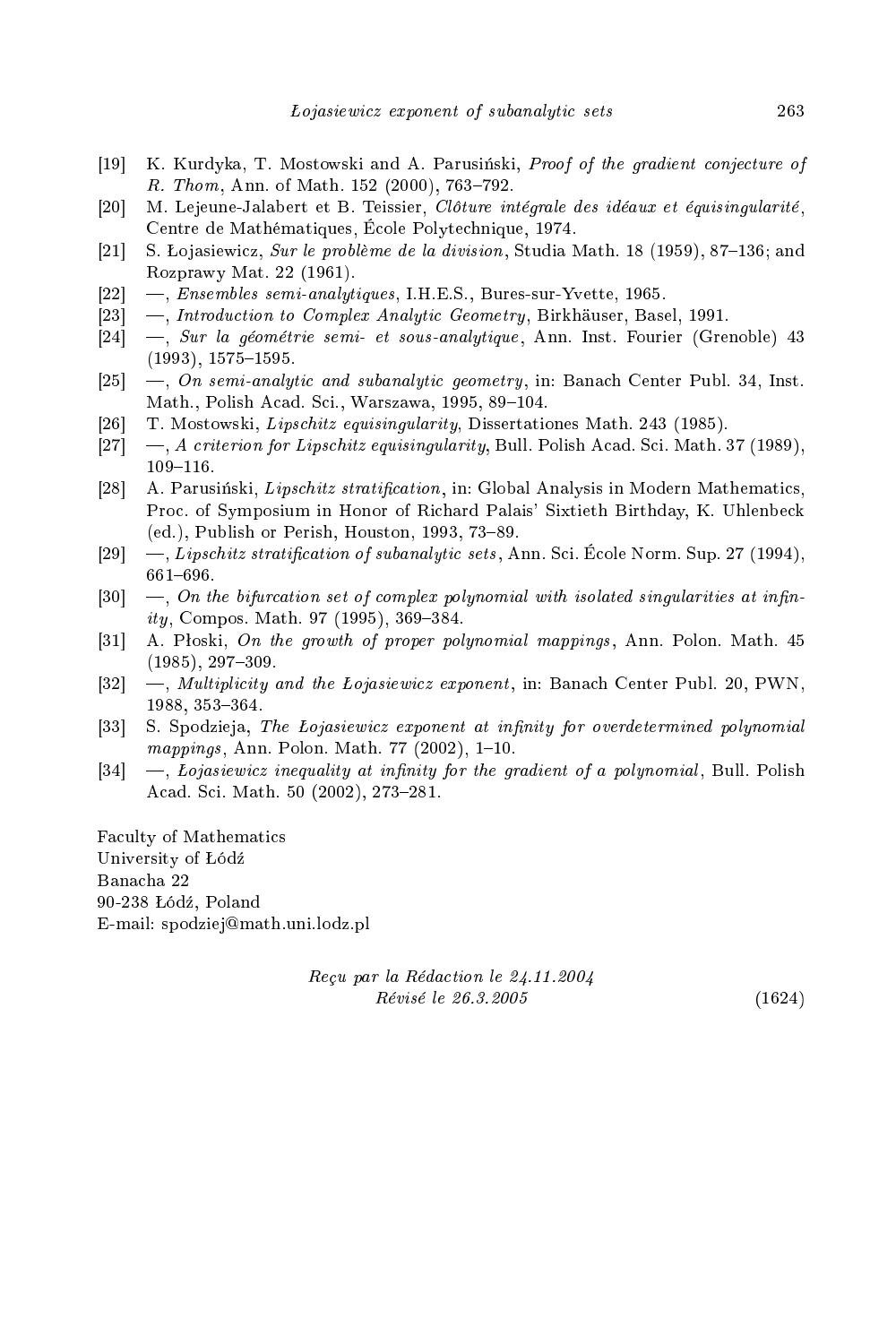[19] K. Kurdyka, T. Mostowski and A. Parusiński, *Proof of the gradient conjecture of R. Thom*, Ann. of Math. 152 (2000), 763–792.

[20] M. Lejeune-Jalabert et B. Teissier, *Clôture intégrale des idéaux et équisingularité*, Centre de Mathématiques, École Polytechnique, 1974.

[21] S. Łojasiewicz, *Sur le problème de la division*, Studia Math. 18 (1959), 87–136; and Rozprawy Mat. 22 (1961).

[22] —, *Ensembles semi-analytiques*, I.H.E.S., Bures-sur-Yvette, 1965.

[23] —, *Introduction to Complex Analytic Geometry*, Birkhäuser, Basel, 1991.

[24] —, *Sur la géométrie semi- et sous-analytique*, Ann. Inst. Fourier (Grenoble) 43 (1993), 1575–1595.

[25] —, *On semi-analytic and subanalytic geometry*, in: Banach Center Publ. 34, Inst. Math., Polish Acad. Sci., Warszawa, 1995, 89–104.

[26] T. Mostowski, *Lipschitz equisingularity*, Dissertationes Math. 243 (1985).

[27] —, *A criterion for Lipschitz equisingularity*, Bull. Polish Acad. Sci. Math. 37 (1989), 109–116.

[28] A. Parusiński, *Lipschitz stratification*, in: Global Analysis in Modern Mathematics, Proc. of Symposium in Honor of Richard Palais' Sixtieth Birthday, K. Uhlenbeck (ed.), Publish or Perish, Houston, 1993, 73–89.

[29] —, *Lipschitz stratification of subanalytic sets*, Ann. Sci. École Norm. Sup. 27 (1994), 661–696.

[30] —, *On the bifurcation set of complex polynomial with isolated singularities at infinity*, Compos. Math. 97 (1995), 369–384.

[31] A. Płoski, *On the growth of proper polynomial mappings*, Ann. Polon. Math. 45 (1985), 297–309.

[32] —, *Multiplicity and the Łojasiewicz exponent*, in: Banach Center Publ. 20, PWN, 1988, 353–364.

[33] S. Spodzieja, *The Łojasiewicz exponent at infinity for overdetermined polynomial mappings*, Ann. Polon. Math. 77 (2002), 1–10.

[34] —, *Łojasiewicz inequality at infinity for the gradient of a polynomial*, Bull. Polish Acad. Sci. Math. 50 (2002), 273–281.

Faculty of Mathematics
University of Łódź
Banacha 22
90-238 Łódź, Poland
E-mail: spodziej@math.uni.lodz.pl

*Reçu par la Rédaction le 24.11.2004*
*Révisé le 26.3.2005* (1624)